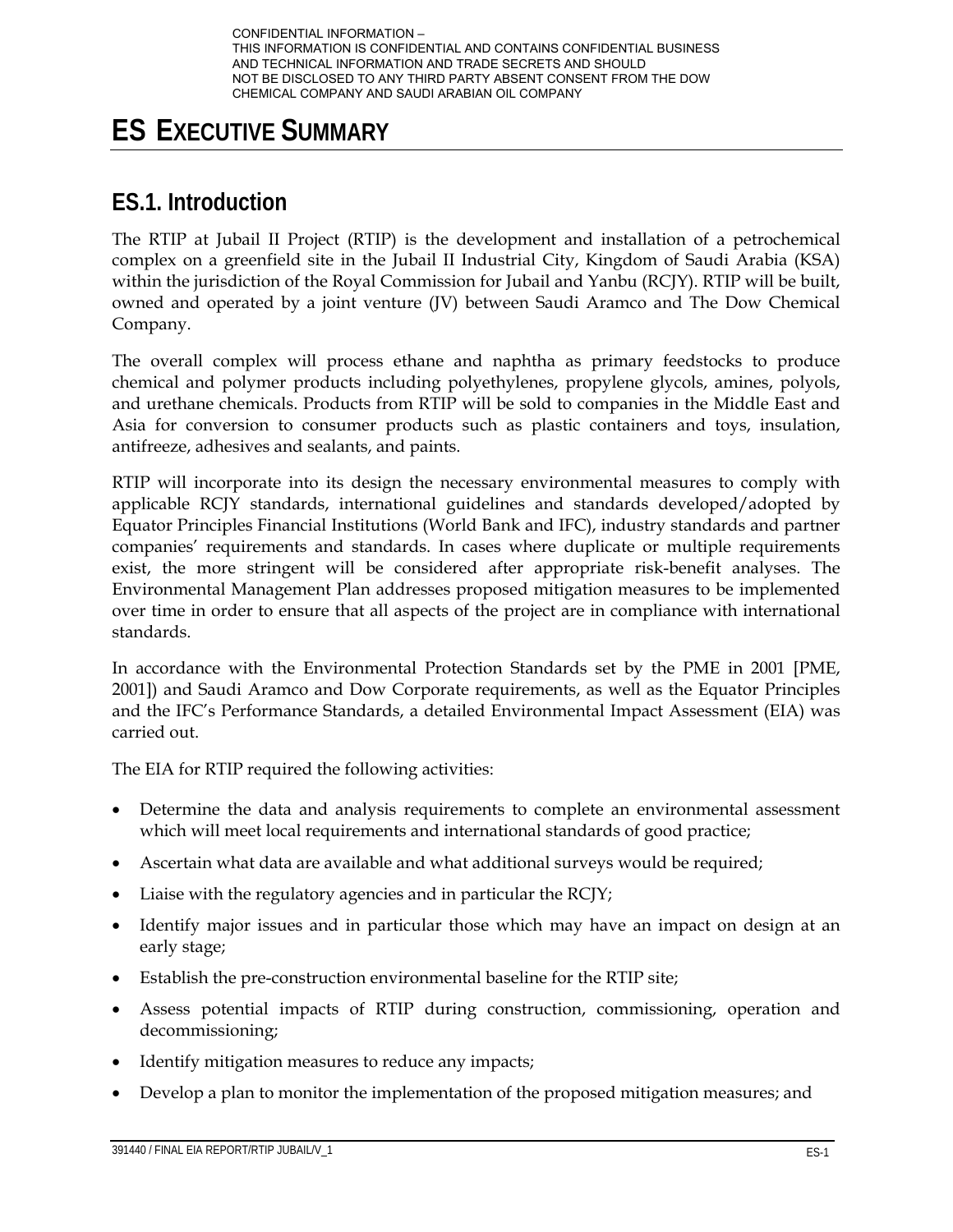CONFIDENTIAL INFORMATION –
THIS INFORMATION IS CONFIDENTIAL AND CONTAINS CONFIDENTIAL BUSINESS AND TECHNICAL INFORMATION AND TRADE SECRETS AND SHOULD NOT BE DISCLOSED TO ANY THIRD PARTY ABSENT CONSENT FROM THE DOW CHEMICAL COMPANY AND SAUDI ARABIAN OIL COMPANY

# ES EXECUTIVE SUMMARY

## ES.1. Introduction

The RTIP at Jubail II Project (RTIP) is the development and installation of a petrochemical complex on a greenfield site in the Jubail II Industrial City, Kingdom of Saudi Arabia (KSA) within the jurisdiction of the Royal Commission for Jubail and Yanbu (RCJY). RTIP will be built, owned and operated by a joint venture (JV) between Saudi Aramco and The Dow Chemical Company.

The overall complex will process ethane and naphtha as primary feedstocks to produce chemical and polymer products including polyethylenes, propylene glycols, amines, polyols, and urethane chemicals. Products from RTIP will be sold to companies in the Middle East and Asia for conversion to consumer products such as plastic containers and toys, insulation, antifreeze, adhesives and sealants, and paints.

RTIP will incorporate into its design the necessary environmental measures to comply with applicable RCJY standards, international guidelines and standards developed/adopted by Equator Principles Financial Institutions (World Bank and IFC), industry standards and partner companies' requirements and standards. In cases where duplicate or multiple requirements exist, the more stringent will be considered after appropriate risk-benefit analyses. The Environmental Management Plan addresses proposed mitigation measures to be implemented over time in order to ensure that all aspects of the project are in compliance with international standards.

In accordance with the Environmental Protection Standards set by the PME in 2001 [PME, 2001]) and Saudi Aramco and Dow Corporate requirements, as well as the Equator Principles and the IFC's Performance Standards, a detailed Environmental Impact Assessment (EIA) was carried out.

The EIA for RTIP required the following activities:

- Determine the data and analysis requirements to complete an environmental assessment which will meet local requirements and international standards of good practice;
- Ascertain what data are available and what additional surveys would be required;
- Liaise with the regulatory agencies and in particular the RCJY;
- Identify major issues and in particular those which may have an impact on design at an early stage;
- Establish the pre-construction environmental baseline for the RTIP site;
- Assess potential impacts of RTIP during construction, commissioning, operation and decommissioning;
- Identify mitigation measures to reduce any impacts;
- Develop a plan to monitor the implementation of the proposed mitigation measures; and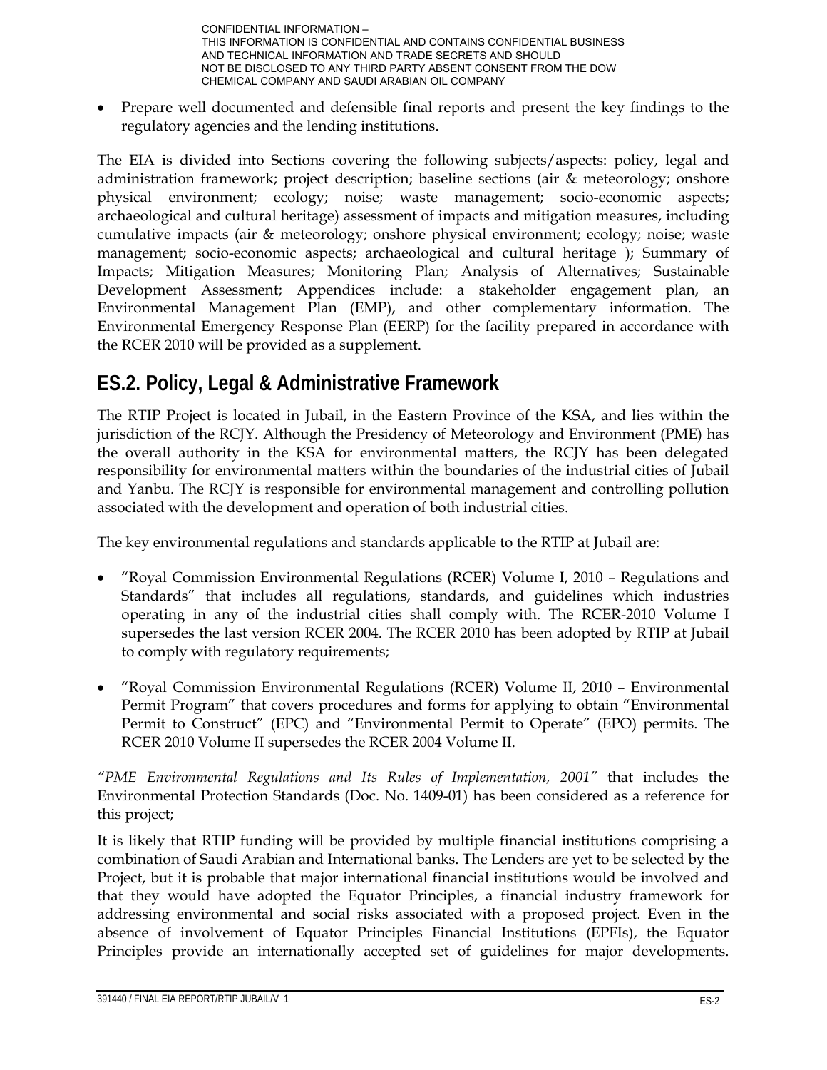- Prepare well documented and defensible final reports and present the key findings to the regulatory agencies and the lending institutions.

The EIA is divided into Sections covering the following subjects/aspects: policy, legal and administration framework; project description; baseline sections (air & meteorology; onshore physical environment; ecology; noise; waste management; socio-economic aspects; archaeological and cultural heritage) assessment of impacts and mitigation measures, including cumulative impacts (air & meteorology; onshore physical environment; ecology; noise; waste management; socio-economic aspects; archaeological and cultural heritage ); Summary of Impacts; Mitigation Measures; Monitoring Plan; Analysis of Alternatives; Sustainable Development Assessment; Appendices include: a stakeholder engagement plan, an Environmental Management Plan (EMP), and other complementary information. The Environmental Emergency Response Plan (EERP) for the facility prepared in accordance with the RCER 2010 will be provided as a supplement.

## ES.2. Policy, Legal & Administrative Framework

The RTIP Project is located in Jubail, in the Eastern Province of the KSA, and lies within the jurisdiction of the RCJY. Although the Presidency of Meteorology and Environment (PME) has the overall authority in the KSA for environmental matters, the RCJY has been delegated responsibility for environmental matters within the boundaries of the industrial cities of Jubail and Yanbu. The RCJY is responsible for environmental management and controlling pollution associated with the development and operation of both industrial cities.

The key environmental regulations and standards applicable to the RTIP at Jubail are:

- "Royal Commission Environmental Regulations (RCER) Volume I, 2010 – Regulations and Standards" that includes all regulations, standards, and guidelines which industries operating in any of the industrial cities shall comply with. The RCER-2010 Volume I supersedes the last version RCER 2004. The RCER 2010 has been adopted by RTIP at Jubail to comply with regulatory requirements;

- "Royal Commission Environmental Regulations (RCER) Volume II, 2010 – Environmental Permit Program" that covers procedures and forms for applying to obtain "Environmental Permit to Construct" (EPC) and "Environmental Permit to Operate" (EPO) permits. The RCER 2010 Volume II supersedes the RCER 2004 Volume II.

*"PME Environmental Regulations and Its Rules of Implementation, 2001"* that includes the Environmental Protection Standards (Doc. No. 1409-01) has been considered as a reference for this project;

It is likely that RTIP funding will be provided by multiple financial institutions comprising a combination of Saudi Arabian and International banks. The Lenders are yet to be selected by the Project, but it is probable that major international financial institutions would be involved and that they would have adopted the Equator Principles, a financial industry framework for addressing environmental and social risks associated with a proposed project. Even in the absence of involvement of Equator Principles Financial Institutions (EPFIs), the Equator Principles provide an internationally accepted set of guidelines for major developments.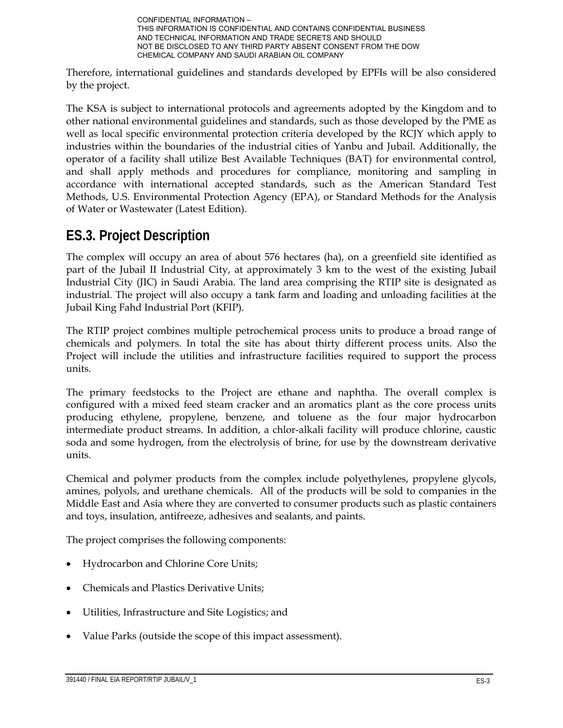Therefore, international guidelines and standards developed by EPFIs will be also considered by the project.

The KSA is subject to international protocols and agreements adopted by the Kingdom and to other national environmental guidelines and standards, such as those developed by the PME as well as local specific environmental protection criteria developed by the RCJY which apply to industries within the boundaries of the industrial cities of Yanbu and Jubail. Additionally, the operator of a facility shall utilize Best Available Techniques (BAT) for environmental control, and shall apply methods and procedures for compliance, monitoring and sampling in accordance with international accepted standards, such as the American Standard Test Methods, U.S. Environmental Protection Agency (EPA), or Standard Methods for the Analysis of Water or Wastewater (Latest Edition).

## ES.3. Project Description

The complex will occupy an area of about 576 hectares (ha), on a greenfield site identified as part of the Jubail II Industrial City, at approximately 3 km to the west of the existing Jubail Industrial City (JIC) in Saudi Arabia. The land area comprising the RTIP site is designated as industrial. The project will also occupy a tank farm and loading and unloading facilities at the Jubail King Fahd Industrial Port (KFIP).

The RTIP project combines multiple petrochemical process units to produce a broad range of chemicals and polymers. In total the site has about thirty different process units. Also the Project will include the utilities and infrastructure facilities required to support the process units.

The primary feedstocks to the Project are ethane and naphtha. The overall complex is configured with a mixed feed steam cracker and an aromatics plant as the core process units producing ethylene, propylene, benzene, and toluene as the four major hydrocarbon intermediate product streams. In addition, a chlor-alkali facility will produce chlorine, caustic soda and some hydrogen, from the electrolysis of brine, for use by the downstream derivative units.

Chemical and polymer products from the complex include polyethylenes, propylene glycols, amines, polyols, and urethane chemicals. All of the products will be sold to companies in the Middle East and Asia where they are converted to consumer products such as plastic containers and toys, insulation, antifreeze, adhesives and sealants, and paints.

The project comprises the following components:

- Hydrocarbon and Chlorine Core Units;
- Chemicals and Plastics Derivative Units;
- Utilities, Infrastructure and Site Logistics; and
- Value Parks (outside the scope of this impact assessment).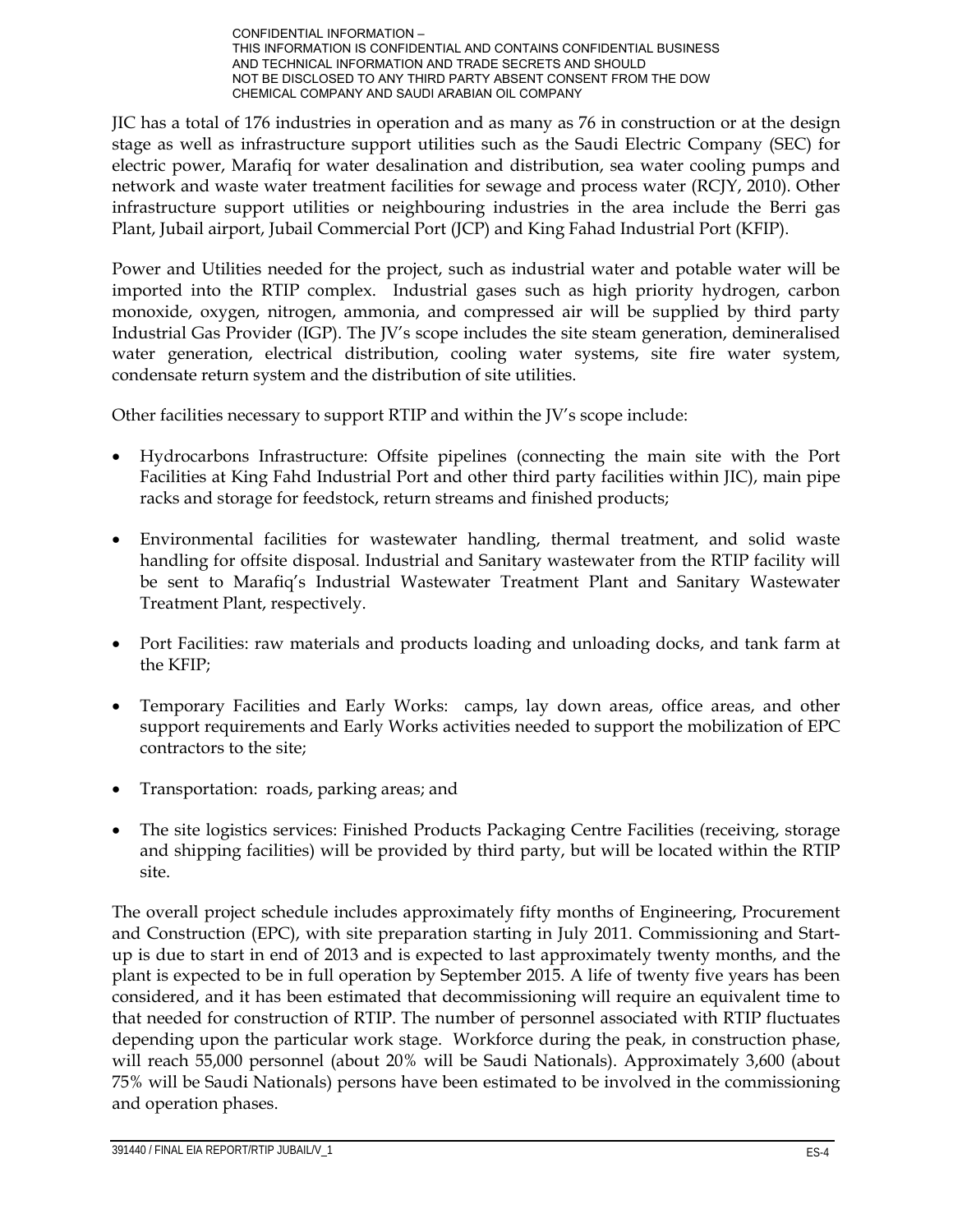JIC has a total of 176 industries in operation and as many as 76 in construction or at the design stage as well as infrastructure support utilities such as the Saudi Electric Company (SEC) for electric power, Marafiq for water desalination and distribution, sea water cooling pumps and network and waste water treatment facilities for sewage and process water (RCJY, 2010). Other infrastructure support utilities or neighbouring industries in the area include the Berri gas Plant, Jubail airport, Jubail Commercial Port (JCP) and King Fahad Industrial Port (KFIP).

Power and Utilities needed for the project, such as industrial water and potable water will be imported into the RTIP complex. Industrial gases such as high priority hydrogen, carbon monoxide, oxygen, nitrogen, ammonia, and compressed air will be supplied by third party Industrial Gas Provider (IGP). The JV's scope includes the site steam generation, demineralised water generation, electrical distribution, cooling water systems, site fire water system, condensate return system and the distribution of site utilities.

Other facilities necessary to support RTIP and within the JV's scope include:

- Hydrocarbons Infrastructure: Offsite pipelines (connecting the main site with the Port Facilities at King Fahd Industrial Port and other third party facilities within JIC), main pipe racks and storage for feedstock, return streams and finished products;
- Environmental facilities for wastewater handling, thermal treatment, and solid waste handling for offsite disposal. Industrial and Sanitary wastewater from the RTIP facility will be sent to Marafiq's Industrial Wastewater Treatment Plant and Sanitary Wastewater Treatment Plant, respectively.
- Port Facilities: raw materials and products loading and unloading docks, and tank farm at the KFIP;
- Temporary Facilities and Early Works: camps, lay down areas, office areas, and other support requirements and Early Works activities needed to support the mobilization of EPC contractors to the site;
- Transportation: roads, parking areas; and
- The site logistics services: Finished Products Packaging Centre Facilities (receiving, storage and shipping facilities) will be provided by third party, but will be located within the RTIP site.

The overall project schedule includes approximately fifty months of Engineering, Procurement and Construction (EPC), with site preparation starting in July 2011. Commissioning and Start-up is due to start in end of 2013 and is expected to last approximately twenty months, and the plant is expected to be in full operation by September 2015. A life of twenty five years has been considered, and it has been estimated that decommissioning will require an equivalent time to that needed for construction of RTIP. The number of personnel associated with RTIP fluctuates depending upon the particular work stage. Workforce during the peak, in construction phase, will reach 55,000 personnel (about 20% will be Saudi Nationals). Approximately 3,600 (about 75% will be Saudi Nationals) persons have been estimated to be involved in the commissioning and operation phases.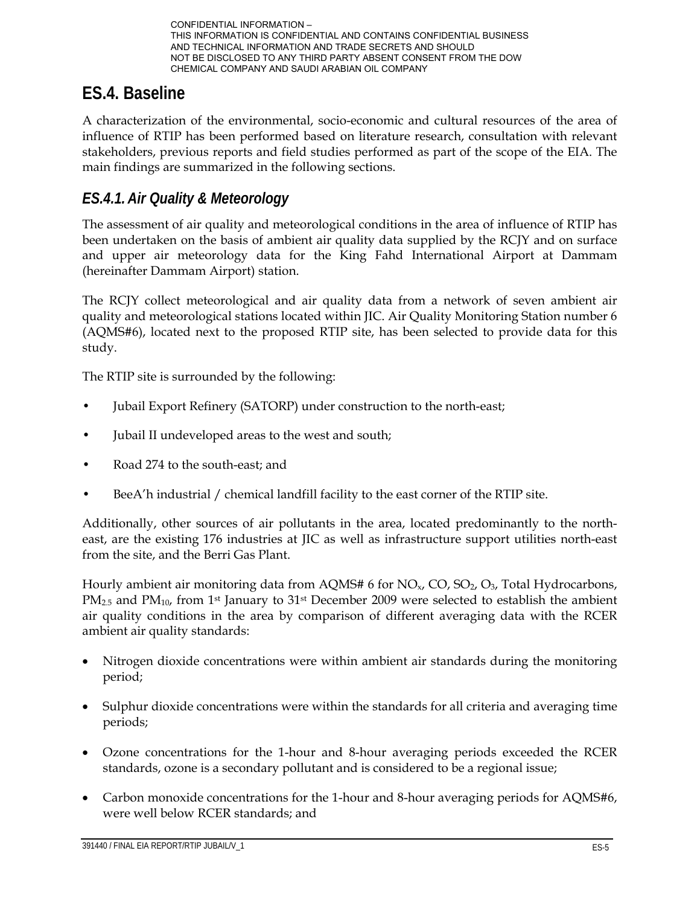CONFIDENTIAL INFORMATION –
THIS INFORMATION IS CONFIDENTIAL AND CONTAINS CONFIDENTIAL BUSINESS AND TECHNICAL INFORMATION AND TRADE SECRETS AND SHOULD NOT BE DISCLOSED TO ANY THIRD PARTY ABSENT CONSENT FROM THE DOW CHEMICAL COMPANY AND SAUDI ARABIAN OIL COMPANY

## ES.4. Baseline

A characterization of the environmental, socio-economic and cultural resources of the area of influence of RTIP has been performed based on literature research, consultation with relevant stakeholders, previous reports and field studies performed as part of the scope of the EIA. The main findings are summarized in the following sections.

### *ES.4.1. Air Quality & Meteorology*

The assessment of air quality and meteorological conditions in the area of influence of RTIP has been undertaken on the basis of ambient air quality data supplied by the RCJY and on surface and upper air meteorology data for the King Fahd International Airport at Dammam (hereinafter Dammam Airport) station.

The RCJY collect meteorological and air quality data from a network of seven ambient air quality and meteorological stations located within JIC. Air Quality Monitoring Station number 6 (AQMS#6), located next to the proposed RTIP site, has been selected to provide data for this study.

The RTIP site is surrounded by the following:

- Jubail Export Refinery (SATORP) under construction to the north-east;
- Jubail II undeveloped areas to the west and south;
- Road 274 to the south-east; and
- BeeA'h industrial / chemical landfill facility to the east corner of the RTIP site.

Additionally, other sources of air pollutants in the area, located predominantly to the north-east, are the existing 176 industries at JIC as well as infrastructure support utilities north-east from the site, and the Berri Gas Plant.

Hourly ambient air monitoring data from AQMS# 6 for $NO_x$, CO, $SO_2$, $O_3$, Total Hydrocarbons, $PM_{2.5}$ and $PM_{10}$, from 1st January to 31st December 2009 were selected to establish the ambient air quality conditions in the area by comparison of different averaging data with the RCER ambient air quality standards:

- Nitrogen dioxide concentrations were within ambient air standards during the monitoring period;
- Sulphur dioxide concentrations were within the standards for all criteria and averaging time periods;
- Ozone concentrations for the 1-hour and 8-hour averaging periods exceeded the RCER standards, ozone is a secondary pollutant and is considered to be a regional issue;
- Carbon monoxide concentrations for the 1-hour and 8-hour averaging periods for AQMS#6, were well below RCER standards; and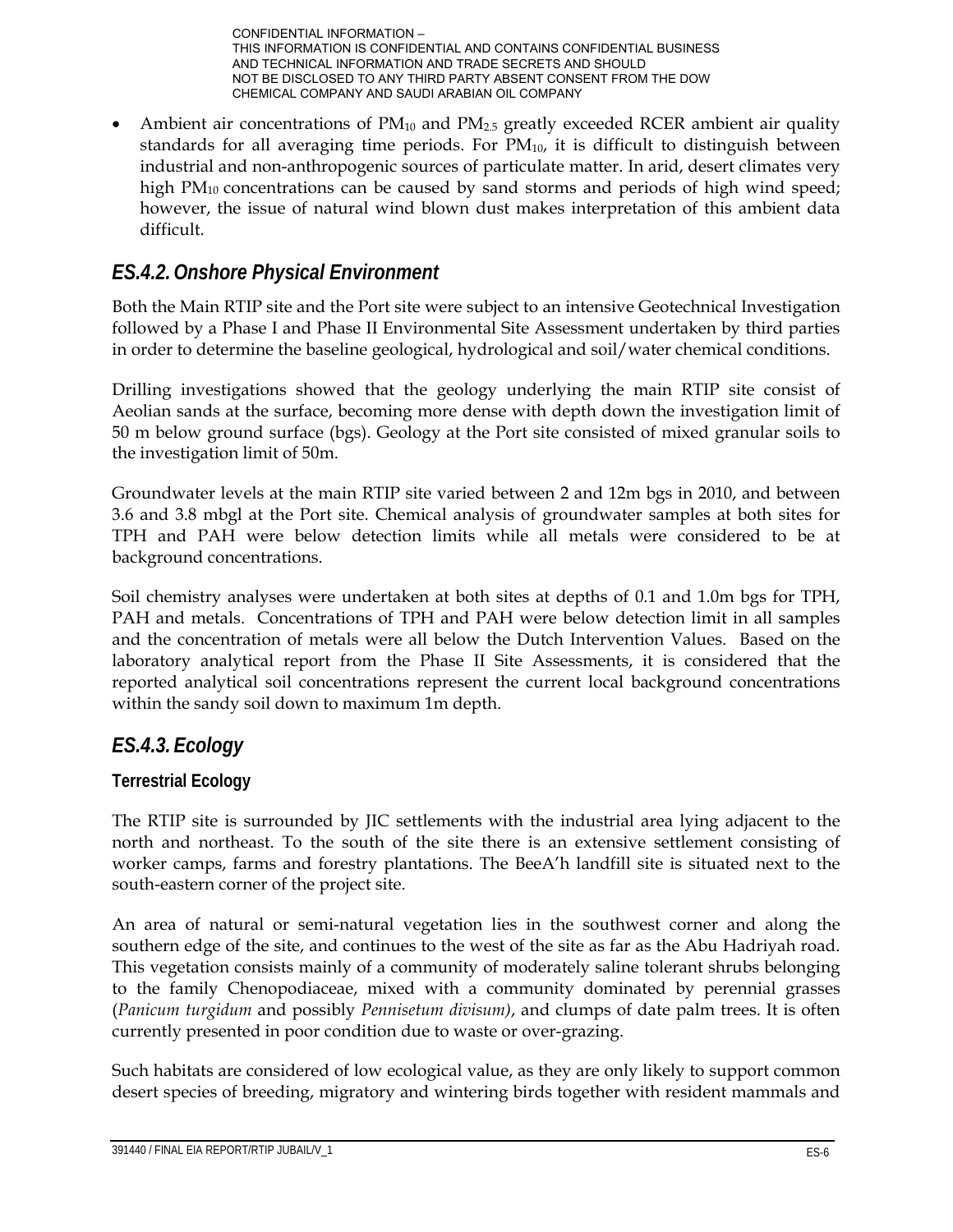- Ambient air concentrations of $PM_{10}$ and $PM_{2.5}$ greatly exceeded RCER ambient air quality standards for all averaging time periods. For $PM_{10}$, it is difficult to distinguish between industrial and non-anthropogenic sources of particulate matter. In arid, desert climates very high $PM_{10}$ concentrations can be caused by sand storms and periods of high wind speed; however, the issue of natural wind blown dust makes interpretation of this ambient data difficult.

### *ES.4.2. Onshore Physical Environment*

Both the Main RTIP site and the Port site were subject to an intensive Geotechnical Investigation followed by a Phase I and Phase II Environmental Site Assessment undertaken by third parties in order to determine the baseline geological, hydrological and soil/water chemical conditions.

Drilling investigations showed that the geology underlying the main RTIP site consist of Aeolian sands at the surface, becoming more dense with depth down the investigation limit of 50 m below ground surface (bgs). Geology at the Port site consisted of mixed granular soils to the investigation limit of 50m.

Groundwater levels at the main RTIP site varied between 2 and 12m bgs in 2010, and between 3.6 and 3.8 mbgl at the Port site. Chemical analysis of groundwater samples at both sites for TPH and PAH were below detection limits while all metals were considered to be at background concentrations.

Soil chemistry analyses were undertaken at both sites at depths of 0.1 and 1.0m bgs for TPH, PAH and metals. Concentrations of TPH and PAH were below detection limit in all samples and the concentration of metals were all below the Dutch Intervention Values. Based on the laboratory analytical report from the Phase II Site Assessments, it is considered that the reported analytical soil concentrations represent the current local background concentrations within the sandy soil down to maximum 1m depth.

### *ES.4.3. Ecology*

#### Terrestrial Ecology

The RTIP site is surrounded by JIC settlements with the industrial area lying adjacent to the north and northeast. To the south of the site there is an extensive settlement consisting of worker camps, farms and forestry plantations. The BeeA'h landfill site is situated next to the south-eastern corner of the project site.

An area of natural or semi-natural vegetation lies in the southwest corner and along the southern edge of the site, and continues to the west of the site as far as the Abu Hadriyah road. This vegetation consists mainly of a community of moderately saline tolerant shrubs belonging to the family Chenopodiaceae, mixed with a community dominated by perennial grasses (*Panicum turgidum* and possibly *Pennisetum divisum)*, and clumps of date palm trees. It is often currently presented in poor condition due to waste or over-grazing.

Such habitats are considered of low ecological value, as they are only likely to support common desert species of breeding, migratory and wintering birds together with resident mammals and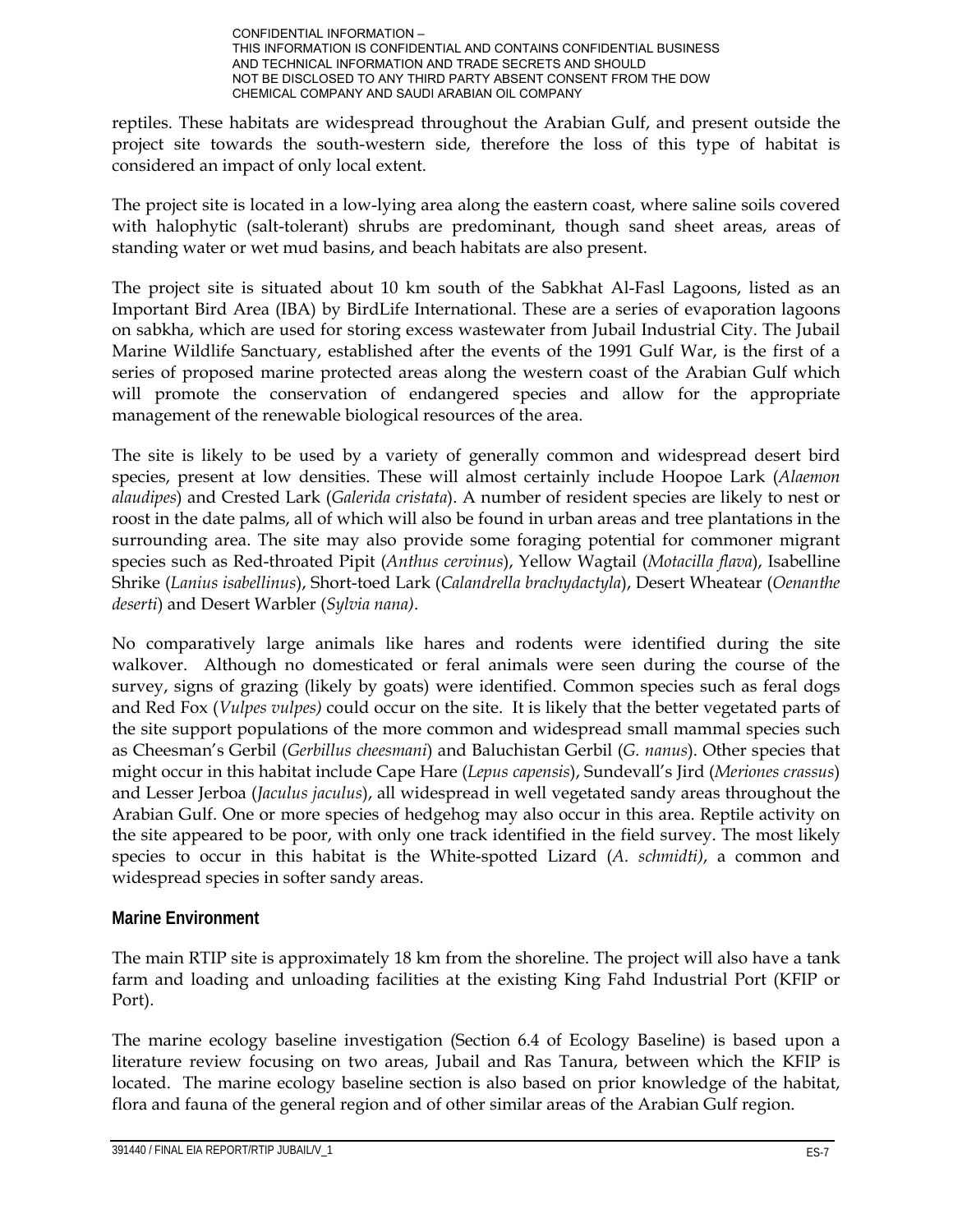reptiles. These habitats are widespread throughout the Arabian Gulf, and present outside the project site towards the south-western side, therefore the loss of this type of habitat is considered an impact of only local extent.

The project site is located in a low-lying area along the eastern coast, where saline soils covered with halophytic (salt-tolerant) shrubs are predominant, though sand sheet areas, areas of standing water or wet mud basins, and beach habitats are also present.

The project site is situated about 10 km south of the Sabkhat Al-Fasl Lagoons, listed as an Important Bird Area (IBA) by BirdLife International. These are a series of evaporation lagoons on sabkha, which are used for storing excess wastewater from Jubail Industrial City. The Jubail Marine Wildlife Sanctuary, established after the events of the 1991 Gulf War, is the first of a series of proposed marine protected areas along the western coast of the Arabian Gulf which will promote the conservation of endangered species and allow for the appropriate management of the renewable biological resources of the area.

The site is likely to be used by a variety of generally common and widespread desert bird species, present at low densities. These will almost certainly include Hoopoe Lark (*Alaemon alaudipes*) and Crested Lark (*Galerida cristata*). A number of resident species are likely to nest or roost in the date palms, all of which will also be found in urban areas and tree plantations in the surrounding area. The site may also provide some foraging potential for commoner migrant species such as Red-throated Pipit (*Anthus cervinus*), Yellow Wagtail (*Motacilla flava*), Isabelline Shrike (*Lanius isabellinus*), Short-toed Lark (*Calandrella brachydactyla*), Desert Wheatear (*Oenanthe deserti*) and Desert Warbler (*Sylvia nana*).

No comparatively large animals like hares and rodents were identified during the site walkover. Although no domesticated or feral animals were seen during the course of the survey, signs of grazing (likely by goats) were identified. Common species such as feral dogs and Red Fox (*Vulpes vulpes)* could occur on the site. It is likely that the better vegetated parts of the site support populations of the more common and widespread small mammal species such as Cheesman's Gerbil (*Gerbillus cheesmani*) and Baluchistan Gerbil (*G. nanus*). Other species that might occur in this habitat include Cape Hare (*Lepus capensis*), Sundevall's Jird (*Meriones crassus*) and Lesser Jerboa (*Jaculus jaculus*), all widespread in well vegetated sandy areas throughout the Arabian Gulf. One or more species of hedgehog may also occur in this area. Reptile activity on the site appeared to be poor, with only one track identified in the field survey. The most likely species to occur in this habitat is the White-spotted Lizard (*A. schmidti)*, a common and widespread species in softer sandy areas.

## Marine Environment

The main RTIP site is approximately 18 km from the shoreline. The project will also have a tank farm and loading and unloading facilities at the existing King Fahd Industrial Port (KFIP or Port).

The marine ecology baseline investigation (Section 6.4 of Ecology Baseline) is based upon a literature review focusing on two areas, Jubail and Ras Tanura, between which the KFIP is located. The marine ecology baseline section is also based on prior knowledge of the habitat, flora and fauna of the general region and of other similar areas of the Arabian Gulf region.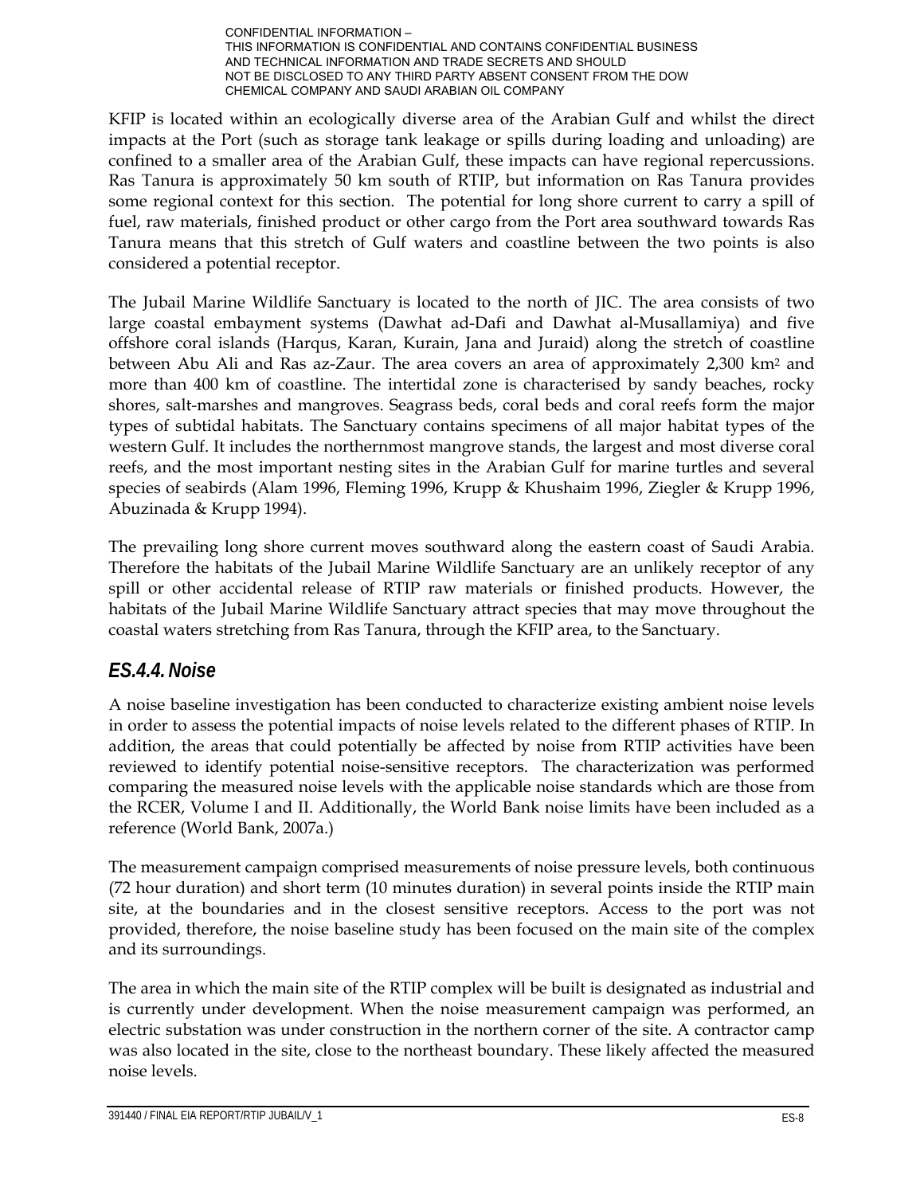KFIP is located within an ecologically diverse area of the Arabian Gulf and whilst the direct impacts at the Port (such as storage tank leakage or spills during loading and unloading) are confined to a smaller area of the Arabian Gulf, these impacts can have regional repercussions. Ras Tanura is approximately 50 km south of RTIP, but information on Ras Tanura provides some regional context for this section. The potential for long shore current to carry a spill of fuel, raw materials, finished product or other cargo from the Port area southward towards Ras Tanura means that this stretch of Gulf waters and coastline between the two points is also considered a potential receptor.

The Jubail Marine Wildlife Sanctuary is located to the north of JIC. The area consists of two large coastal embayment systems (Dawhat ad-Dafi and Dawhat al-Musallamiya) and five offshore coral islands (Harqus, Karan, Kurain, Jana and Juraid) along the stretch of coastline between Abu Ali and Ras az-Zaur. The area covers an area of approximately 2,300 km$^2$ and more than 400 km of coastline. The intertidal zone is characterised by sandy beaches, rocky shores, salt-marshes and mangroves. Seagrass beds, coral beds and coral reefs form the major types of subtidal habitats. The Sanctuary contains specimens of all major habitat types of the western Gulf. It includes the northernmost mangrove stands, the largest and most diverse coral reefs, and the most important nesting sites in the Arabian Gulf for marine turtles and several species of seabirds (Alam 1996, Fleming 1996, Krupp & Khushaim 1996, Ziegler & Krupp 1996, Abuzinada & Krupp 1994).

The prevailing long shore current moves southward along the eastern coast of Saudi Arabia. Therefore the habitats of the Jubail Marine Wildlife Sanctuary are an unlikely receptor of any spill or other accidental release of RTIP raw materials or finished products. However, the habitats of the Jubail Marine Wildlife Sanctuary attract species that may move throughout the coastal waters stretching from Ras Tanura, through the KFIP area, to the Sanctuary.

### *ES.4.4. Noise*

A noise baseline investigation has been conducted to characterize existing ambient noise levels in order to assess the potential impacts of noise levels related to the different phases of RTIP. In addition, the areas that could potentially be affected by noise from RTIP activities have been reviewed to identify potential noise-sensitive receptors. The characterization was performed comparing the measured noise levels with the applicable noise standards which are those from the RCER, Volume I and II. Additionally, the World Bank noise limits have been included as a reference (World Bank, 2007a.)

The measurement campaign comprised measurements of noise pressure levels, both continuous (72 hour duration) and short term (10 minutes duration) in several points inside the RTIP main site, at the boundaries and in the closest sensitive receptors. Access to the port was not provided, therefore, the noise baseline study has been focused on the main site of the complex and its surroundings.

The area in which the main site of the RTIP complex will be built is designated as industrial and is currently under development. When the noise measurement campaign was performed, an electric substation was under construction in the northern corner of the site. A contractor camp was also located in the site, close to the northeast boundary. These likely affected the measured noise levels.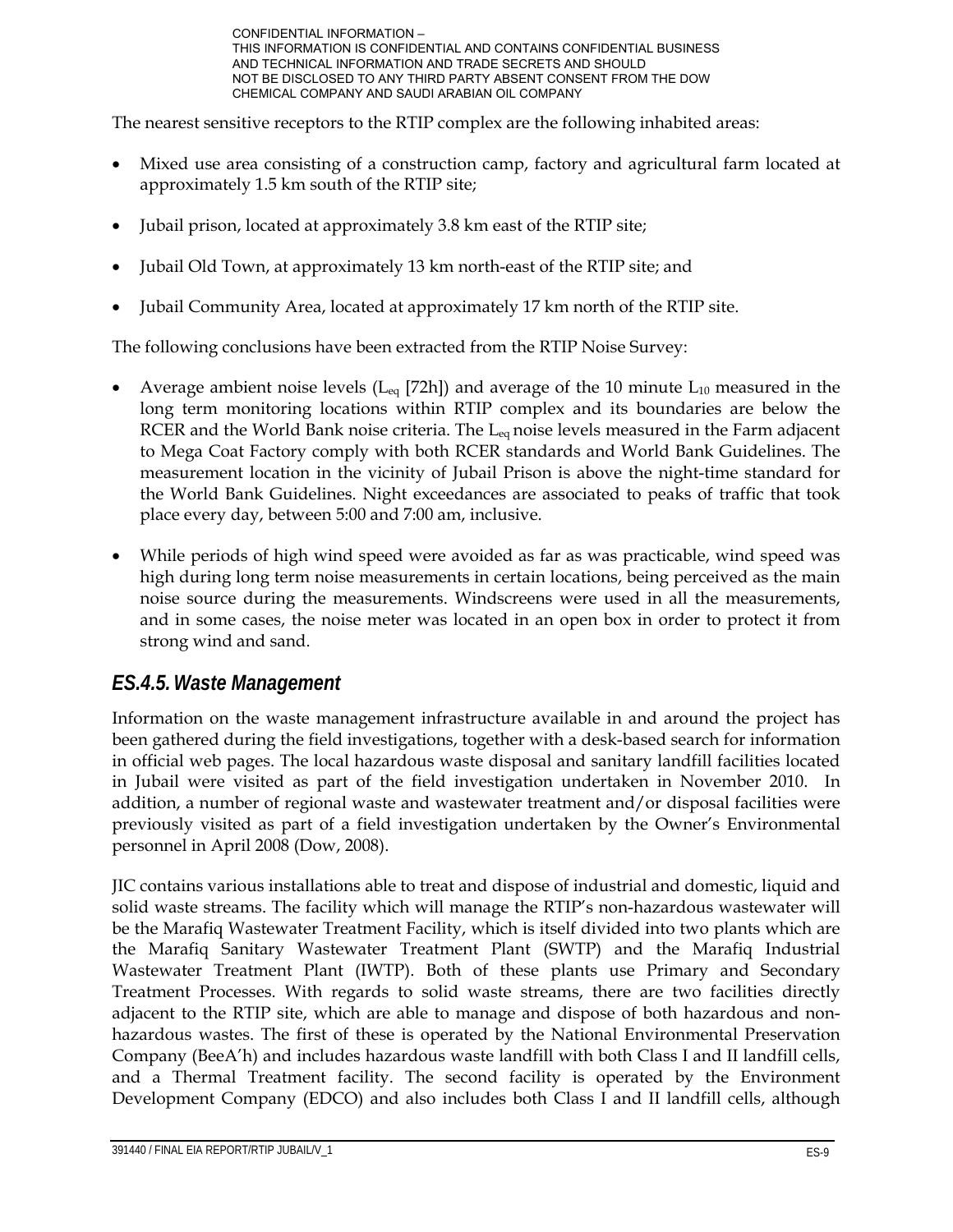The nearest sensitive receptors to the RTIP complex are the following inhabited areas:

- Mixed use area consisting of a construction camp, factory and agricultural farm located at approximately 1.5 km south of the RTIP site;
- Jubail prison, located at approximately 3.8 km east of the RTIP site;
- Jubail Old Town, at approximately 13 km north-east of the RTIP site; and
- Jubail Community Area, located at approximately 17 km north of the RTIP site.

The following conclusions have been extracted from the RTIP Noise Survey:

- Average ambient noise levels ($L_{eq}$ [72h]) and average of the 10 minute $L_{10}$ measured in the long term monitoring locations within RTIP complex and its boundaries are below the RCER and the World Bank noise criteria. The $L_{eq}$ noise levels measured in the Farm adjacent to Mega Coat Factory comply with both RCER standards and World Bank Guidelines. The measurement location in the vicinity of Jubail Prison is above the night-time standard for the World Bank Guidelines. Night exceedances are associated to peaks of traffic that took place every day, between 5:00 and 7:00 am, inclusive.
- While periods of high wind speed were avoided as far as was practicable, wind speed was high during long term noise measurements in certain locations, being perceived as the main noise source during the measurements. Windscreens were used in all the measurements, and in some cases, the noise meter was located in an open box in order to protect it from strong wind and sand.

## ES.4.5. Waste Management

Information on the waste management infrastructure available in and around the project has been gathered during the field investigations, together with a desk-based search for information in official web pages. The local hazardous waste disposal and sanitary landfill facilities located in Jubail were visited as part of the field investigation undertaken in November 2010. In addition, a number of regional waste and wastewater treatment and/or disposal facilities were previously visited as part of a field investigation undertaken by the Owner's Environmental personnel in April 2008 (Dow, 2008).

JIC contains various installations able to treat and dispose of industrial and domestic, liquid and solid waste streams. The facility which will manage the RTIP's non-hazardous wastewater will be the Marafiq Wastewater Treatment Facility, which is itself divided into two plants which are the Marafiq Sanitary Wastewater Treatment Plant (SWTP) and the Marafiq Industrial Wastewater Treatment Plant (IWTP). Both of these plants use Primary and Secondary Treatment Processes. With regards to solid waste streams, there are two facilities directly adjacent to the RTIP site, which are able to manage and dispose of both hazardous and non-hazardous wastes. The first of these is operated by the National Environmental Preservation Company (BeeA'h) and includes hazardous waste landfill with both Class I and II landfill cells, and a Thermal Treatment facility. The second facility is operated by the Environment Development Company (EDCO) and also includes both Class I and II landfill cells, although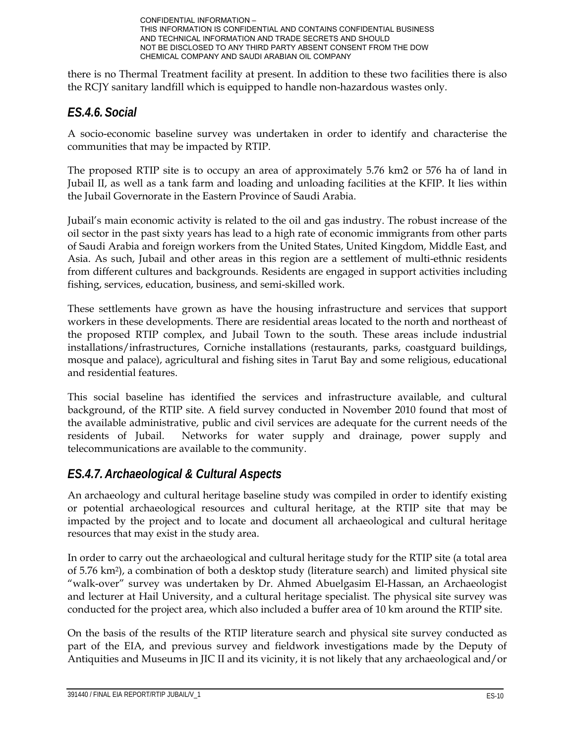there is no Thermal Treatment facility at present. In addition to these two facilities there is also the RCJY sanitary landfill which is equipped to handle non-hazardous wastes only.

### *ES.4.6. Social*

A socio-economic baseline survey was undertaken in order to identify and characterise the communities that may be impacted by RTIP.

The proposed RTIP site is to occupy an area of approximately 5.76 km2 or 576 ha of land in Jubail II, as well as a tank farm and loading and unloading facilities at the KFIP. It lies within the Jubail Governorate in the Eastern Province of Saudi Arabia.

Jubail's main economic activity is related to the oil and gas industry. The robust increase of the oil sector in the past sixty years has lead to a high rate of economic immigrants from other parts of Saudi Arabia and foreign workers from the United States, United Kingdom, Middle East, and Asia. As such, Jubail and other areas in this region are a settlement of multi-ethnic residents from different cultures and backgrounds. Residents are engaged in support activities including fishing, services, education, business, and semi-skilled work.

These settlements have grown as have the housing infrastructure and services that support workers in these developments. There are residential areas located to the north and northeast of the proposed RTIP complex, and Jubail Town to the south. These areas include industrial installations/infrastructures, Corniche installations (restaurants, parks, coastguard buildings, mosque and palace), agricultural and fishing sites in Tarut Bay and some religious, educational and residential features.

This social baseline has identified the services and infrastructure available, and cultural background, of the RTIP site. A field survey conducted in November 2010 found that most of the available administrative, public and civil services are adequate for the current needs of the residents of Jubail. Networks for water supply and drainage, power supply and telecommunications are available to the community.

### *ES.4.7. Archaeological & Cultural Aspects*

An archaeology and cultural heritage baseline study was compiled in order to identify existing or potential archaeological resources and cultural heritage, at the RTIP site that may be impacted by the project and to locate and document all archaeological and cultural heritage resources that may exist in the study area.

In order to carry out the archaeological and cultural heritage study for the RTIP site (a total area of 5.76 $km^2$), a combination of both a desktop study (literature search) and limited physical site "walk-over" survey was undertaken by Dr. Ahmed Abuelgasim El-Hassan, an Archaeologist and lecturer at Hail University, and a cultural heritage specialist. The physical site survey was conducted for the project area, which also included a buffer area of 10 km around the RTIP site.

On the basis of the results of the RTIP literature search and physical site survey conducted as part of the EIA, and previous survey and fieldwork investigations made by the Deputy of Antiquities and Museums in JIC II and its vicinity, it is not likely that any archaeological and/or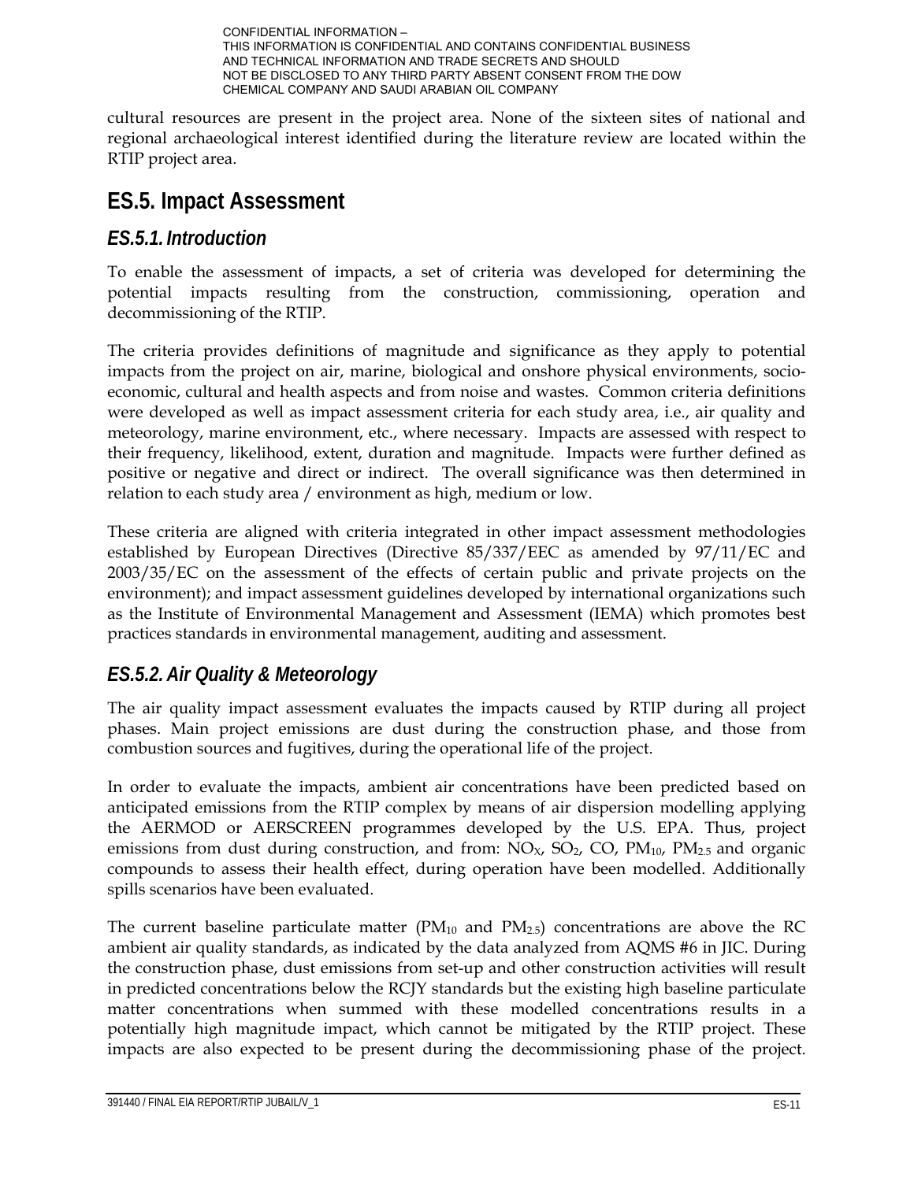cultural resources are present in the project area. None of the sixteen sites of national and regional archaeological interest identified during the literature review are located within the RTIP project area.

## ES.5. Impact Assessment

### *ES.5.1. Introduction*

To enable the assessment of impacts, a set of criteria was developed for determining the potential impacts resulting from the construction, commissioning, operation and decommissioning of the RTIP.

The criteria provides definitions of magnitude and significance as they apply to potential impacts from the project on air, marine, biological and onshore physical environments, socio-economic, cultural and health aspects and from noise and wastes. Common criteria definitions were developed as well as impact assessment criteria for each study area, i.e., air quality and meteorology, marine environment, etc., where necessary. Impacts are assessed with respect to their frequency, likelihood, extent, duration and magnitude. Impacts were further defined as positive or negative and direct or indirect. The overall significance was then determined in relation to each study area / environment as high, medium or low.

These criteria are aligned with criteria integrated in other impact assessment methodologies established by European Directives (Directive 85/337/EEC as amended by 97/11/EC and 2003/35/EC on the assessment of the effects of certain public and private projects on the environment); and impact assessment guidelines developed by international organizations such as the Institute of Environmental Management and Assessment (IEMA) which promotes best practices standards in environmental management, auditing and assessment.

### *ES.5.2. Air Quality & Meteorology*

The air quality impact assessment evaluates the impacts caused by RTIP during all project phases. Main project emissions are dust during the construction phase, and those from combustion sources and fugitives, during the operational life of the project.

In order to evaluate the impacts, ambient air concentrations have been predicted based on anticipated emissions from the RTIP complex by means of air dispersion modelling applying the AERMOD or AERSCREEN programmes developed by the U.S. EPA. Thus, project emissions from dust during construction, and from: $NO_X$, $SO_2$, CO, $PM_{10}$, $PM_{2.5}$ and organic compounds to assess their health effect, during operation have been modelled. Additionally spills scenarios have been evaluated.

The current baseline particulate matter ($PM_{10}$ and $PM_{2.5}$) concentrations are above the RC ambient air quality standards, as indicated by the data analyzed from AQMS #6 in JIC. During the construction phase, dust emissions from set-up and other construction activities will result in predicted concentrations below the RCJY standards but the existing high baseline particulate matter concentrations when summed with these modelled concentrations results in a potentially high magnitude impact, which cannot be mitigated by the RTIP project. These impacts are also expected to be present during the decommissioning phase of the project.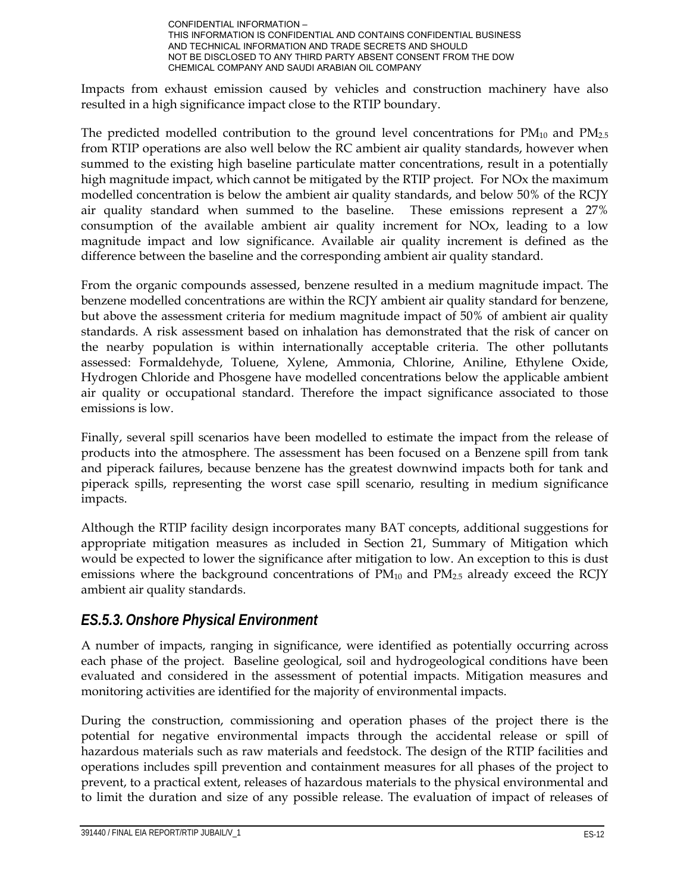Impacts from exhaust emission caused by vehicles and construction machinery have also resulted in a high significance impact close to the RTIP boundary.

The predicted modelled contribution to the ground level concentrations for $PM_{10}$ and $PM_{2.5}$ from RTIP operations are also well below the RC ambient air quality standards, however when summed to the existing high baseline particulate matter concentrations, result in a potentially high magnitude impact, which cannot be mitigated by the RTIP project. For NOx the maximum modelled concentration is below the ambient air quality standards, and below 50% of the RCJY air quality standard when summed to the baseline. These emissions represent a 27% consumption of the available ambient air quality increment for NOx, leading to a low magnitude impact and low significance. Available air quality increment is defined as the difference between the baseline and the corresponding ambient air quality standard.

From the organic compounds assessed, benzene resulted in a medium magnitude impact. The benzene modelled concentrations are within the RCJY ambient air quality standard for benzene, but above the assessment criteria for medium magnitude impact of 50% of ambient air quality standards. A risk assessment based on inhalation has demonstrated that the risk of cancer on the nearby population is within internationally acceptable criteria. The other pollutants assessed: Formaldehyde, Toluene, Xylene, Ammonia, Chlorine, Aniline, Ethylene Oxide, Hydrogen Chloride and Phosgene have modelled concentrations below the applicable ambient air quality or occupational standard. Therefore the impact significance associated to those emissions is low.

Finally, several spill scenarios have been modelled to estimate the impact from the release of products into the atmosphere. The assessment has been focused on a Benzene spill from tank and piperack failures, because benzene has the greatest downwind impacts both for tank and piperack spills, representing the worst case spill scenario, resulting in medium significance impacts.

Although the RTIP facility design incorporates many BAT concepts, additional suggestions for appropriate mitigation measures as included in Section 21, Summary of Mitigation which would be expected to lower the significance after mitigation to low. An exception to this is dust emissions where the background concentrations of $PM_{10}$ and $PM_{2.5}$ already exceed the RCJY ambient air quality standards.

### *ES.5.3. Onshore Physical Environment*

A number of impacts, ranging in significance, were identified as potentially occurring across each phase of the project. Baseline geological, soil and hydrogeological conditions have been evaluated and considered in the assessment of potential impacts. Mitigation measures and monitoring activities are identified for the majority of environmental impacts.

During the construction, commissioning and operation phases of the project there is the potential for negative environmental impacts through the accidental release or spill of hazardous materials such as raw materials and feedstock. The design of the RTIP facilities and operations includes spill prevention and containment measures for all phases of the project to prevent, to a practical extent, releases of hazardous materials to the physical environmental and to limit the duration and size of any possible release. The evaluation of impact of releases of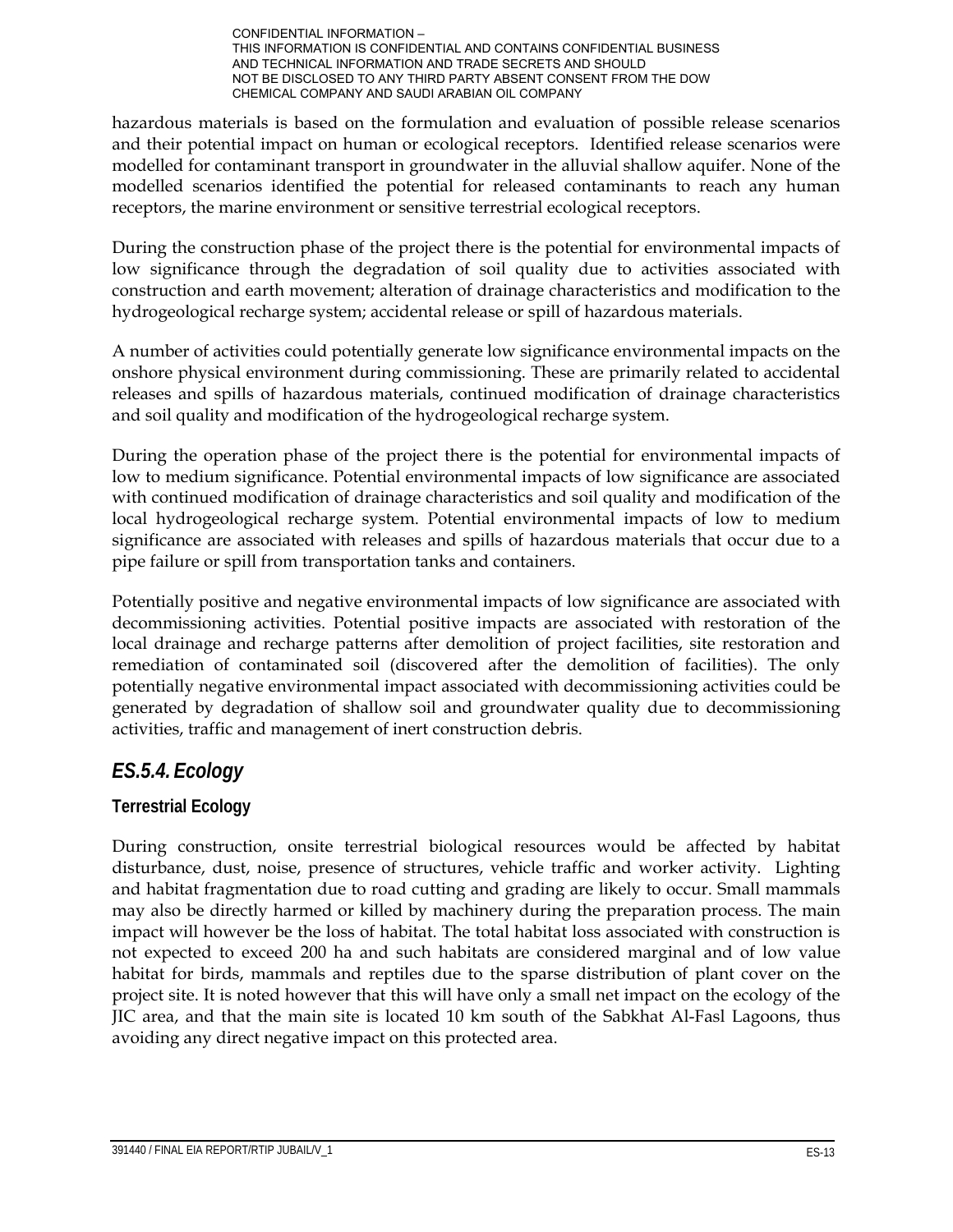hazardous materials is based on the formulation and evaluation of possible release scenarios and their potential impact on human or ecological receptors. Identified release scenarios were modelled for contaminant transport in groundwater in the alluvial shallow aquifer. None of the modelled scenarios identified the potential for released contaminants to reach any human receptors, the marine environment or sensitive terrestrial ecological receptors.

During the construction phase of the project there is the potential for environmental impacts of low significance through the degradation of soil quality due to activities associated with construction and earth movement; alteration of drainage characteristics and modification to the hydrogeological recharge system; accidental release or spill of hazardous materials.

A number of activities could potentially generate low significance environmental impacts on the onshore physical environment during commissioning. These are primarily related to accidental releases and spills of hazardous materials, continued modification of drainage characteristics and soil quality and modification of the hydrogeological recharge system.

During the operation phase of the project there is the potential for environmental impacts of low to medium significance. Potential environmental impacts of low significance are associated with continued modification of drainage characteristics and soil quality and modification of the local hydrogeological recharge system. Potential environmental impacts of low to medium significance are associated with releases and spills of hazardous materials that occur due to a pipe failure or spill from transportation tanks and containers.

Potentially positive and negative environmental impacts of low significance are associated with decommissioning activities. Potential positive impacts are associated with restoration of the local drainage and recharge patterns after demolition of project facilities, site restoration and remediation of contaminated soil (discovered after the demolition of facilities). The only potentially negative environmental impact associated with decommissioning activities could be generated by degradation of shallow soil and groundwater quality due to decommissioning activities, traffic and management of inert construction debris.

## *ES.5.4. Ecology*

### Terrestrial Ecology

During construction, onsite terrestrial biological resources would be affected by habitat disturbance, dust, noise, presence of structures, vehicle traffic and worker activity. Lighting and habitat fragmentation due to road cutting and grading are likely to occur. Small mammals may also be directly harmed or killed by machinery during the preparation process. The main impact will however be the loss of habitat. The total habitat loss associated with construction is not expected to exceed 200 ha and such habitats are considered marginal and of low value habitat for birds, mammals and reptiles due to the sparse distribution of plant cover on the project site. It is noted however that this will have only a small net impact on the ecology of the JIC area, and that the main site is located 10 km south of the Sabkhat Al-Fasl Lagoons, thus avoiding any direct negative impact on this protected area.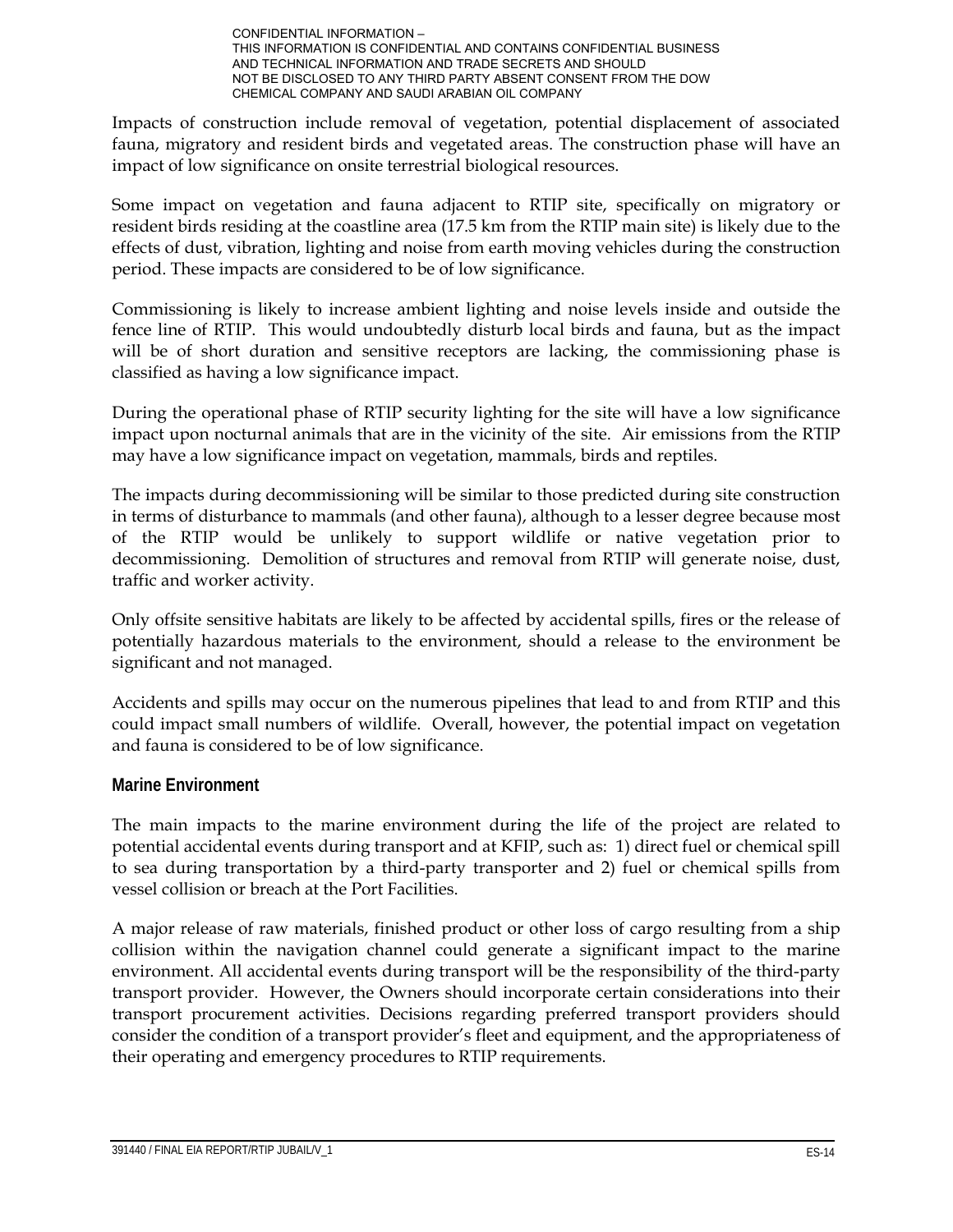Impacts of construction include removal of vegetation, potential displacement of associated fauna, migratory and resident birds and vegetated areas. The construction phase will have an impact of low significance on onsite terrestrial biological resources.

Some impact on vegetation and fauna adjacent to RTIP site, specifically on migratory or resident birds residing at the coastline area (17.5 km from the RTIP main site) is likely due to the effects of dust, vibration, lighting and noise from earth moving vehicles during the construction period. These impacts are considered to be of low significance.

Commissioning is likely to increase ambient lighting and noise levels inside and outside the fence line of RTIP. This would undoubtedly disturb local birds and fauna, but as the impact will be of short duration and sensitive receptors are lacking, the commissioning phase is classified as having a low significance impact.

During the operational phase of RTIP security lighting for the site will have a low significance impact upon nocturnal animals that are in the vicinity of the site. Air emissions from the RTIP may have a low significance impact on vegetation, mammals, birds and reptiles.

The impacts during decommissioning will be similar to those predicted during site construction in terms of disturbance to mammals (and other fauna), although to a lesser degree because most of the RTIP would be unlikely to support wildlife or native vegetation prior to decommissioning. Demolition of structures and removal from RTIP will generate noise, dust, traffic and worker activity.

Only offsite sensitive habitats are likely to be affected by accidental spills, fires or the release of potentially hazardous materials to the environment, should a release to the environment be significant and not managed.

Accidents and spills may occur on the numerous pipelines that lead to and from RTIP and this could impact small numbers of wildlife. Overall, however, the potential impact on vegetation and fauna is considered to be of low significance.

### Marine Environment

The main impacts to the marine environment during the life of the project are related to potential accidental events during transport and at KFIP, such as: 1) direct fuel or chemical spill to sea during transportation by a third-party transporter and 2) fuel or chemical spills from vessel collision or breach at the Port Facilities.

A major release of raw materials, finished product or other loss of cargo resulting from a ship collision within the navigation channel could generate a significant impact to the marine environment. All accidental events during transport will be the responsibility of the third-party transport provider. However, the Owners should incorporate certain considerations into their transport procurement activities. Decisions regarding preferred transport providers should consider the condition of a transport provider's fleet and equipment, and the appropriateness of their operating and emergency procedures to RTIP requirements.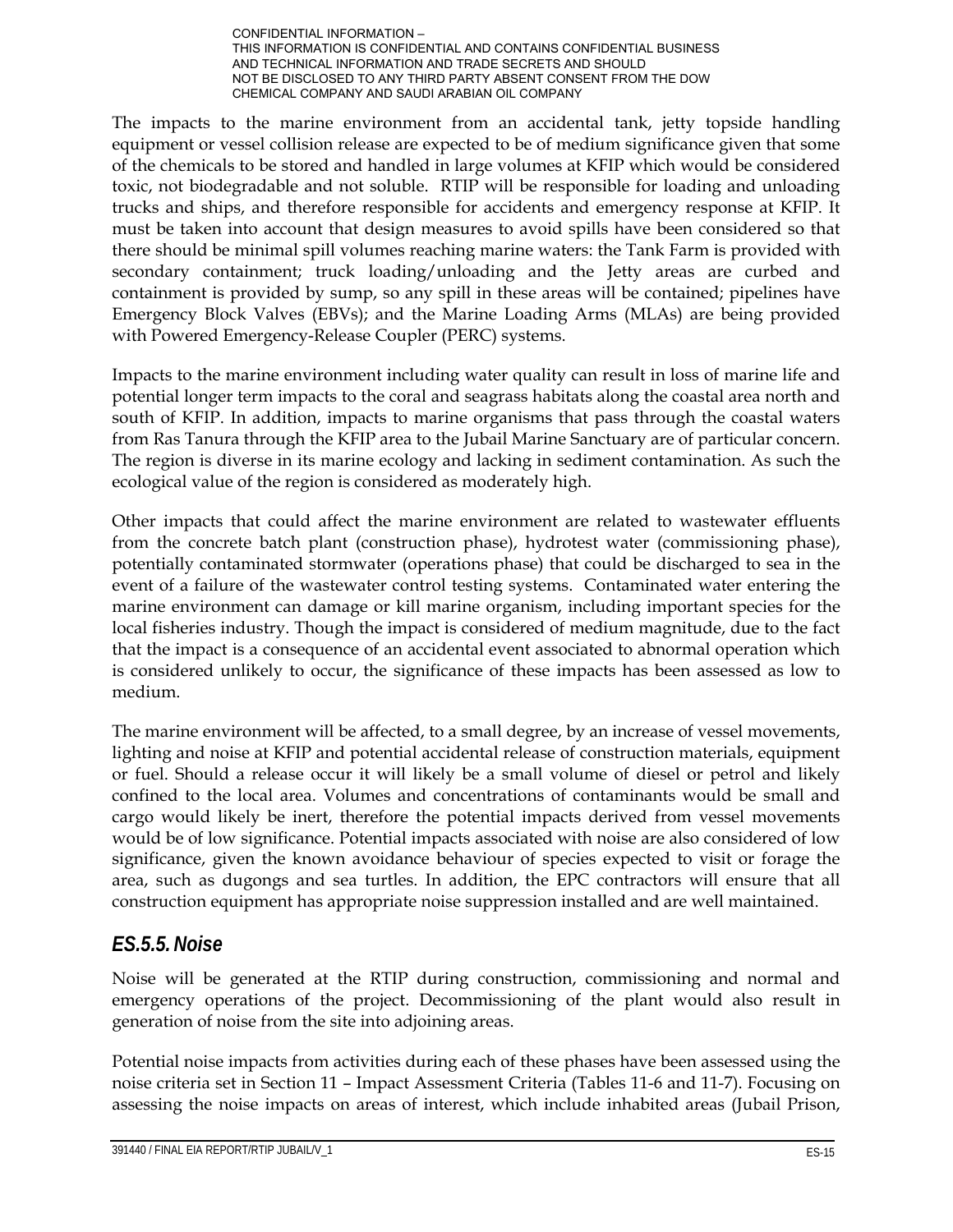The impacts to the marine environment from an accidental tank, jetty topside handling equipment or vessel collision release are expected to be of medium significance given that some of the chemicals to be stored and handled in large volumes at KFIP which would be considered toxic, not biodegradable and not soluble. RTIP will be responsible for loading and unloading trucks and ships, and therefore responsible for accidents and emergency response at KFIP. It must be taken into account that design measures to avoid spills have been considered so that there should be minimal spill volumes reaching marine waters: the Tank Farm is provided with secondary containment; truck loading/unloading and the Jetty areas are curbed and containment is provided by sump, so any spill in these areas will be contained; pipelines have Emergency Block Valves (EBVs); and the Marine Loading Arms (MLAs) are being provided with Powered Emergency-Release Coupler (PERC) systems.

Impacts to the marine environment including water quality can result in loss of marine life and potential longer term impacts to the coral and seagrass habitats along the coastal area north and south of KFIP. In addition, impacts to marine organisms that pass through the coastal waters from Ras Tanura through the KFIP area to the Jubail Marine Sanctuary are of particular concern. The region is diverse in its marine ecology and lacking in sediment contamination. As such the ecological value of the region is considered as moderately high.

Other impacts that could affect the marine environment are related to wastewater effluents from the concrete batch plant (construction phase), hydrotest water (commissioning phase), potentially contaminated stormwater (operations phase) that could be discharged to sea in the event of a failure of the wastewater control testing systems. Contaminated water entering the marine environment can damage or kill marine organism, including important species for the local fisheries industry. Though the impact is considered of medium magnitude, due to the fact that the impact is a consequence of an accidental event associated to abnormal operation which is considered unlikely to occur, the significance of these impacts has been assessed as low to medium.

The marine environment will be affected, to a small degree, by an increase of vessel movements, lighting and noise at KFIP and potential accidental release of construction materials, equipment or fuel. Should a release occur it will likely be a small volume of diesel or petrol and likely confined to the local area. Volumes and concentrations of contaminants would be small and cargo would likely be inert, therefore the potential impacts derived from vessel movements would be of low significance. Potential impacts associated with noise are also considered of low significance, given the known avoidance behaviour of species expected to visit or forage the area, such as dugongs and sea turtles. In addition, the EPC contractors will ensure that all construction equipment has appropriate noise suppression installed and are well maintained.

### *ES.5.5. Noise*

Noise will be generated at the RTIP during construction, commissioning and normal and emergency operations of the project. Decommissioning of the plant would also result in generation of noise from the site into adjoining areas.

Potential noise impacts from activities during each of these phases have been assessed using the noise criteria set in Section 11 – Impact Assessment Criteria (Tables 11-6 and 11-7). Focusing on assessing the noise impacts on areas of interest, which include inhabited areas (Jubail Prison,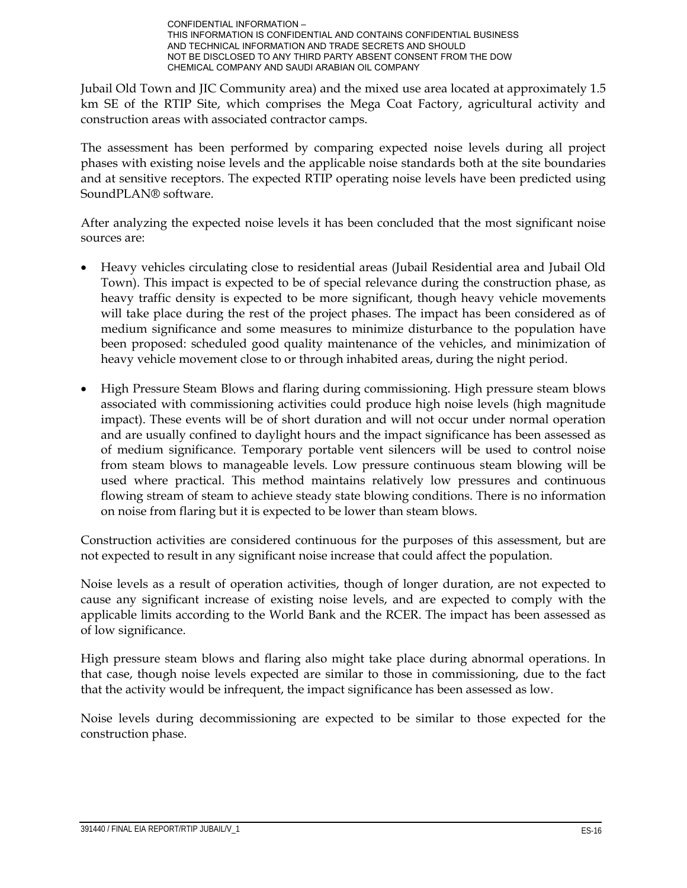Jubail Old Town and JIC Community area) and the mixed use area located at approximately 1.5 km SE of the RTIP Site, which comprises the Mega Coat Factory, agricultural activity and construction areas with associated contractor camps.

The assessment has been performed by comparing expected noise levels during all project phases with existing noise levels and the applicable noise standards both at the site boundaries and at sensitive receptors. The expected RTIP operating noise levels have been predicted using SoundPLAN® software.

After analyzing the expected noise levels it has been concluded that the most significant noise sources are:

- Heavy vehicles circulating close to residential areas (Jubail Residential area and Jubail Old Town). This impact is expected to be of special relevance during the construction phase, as heavy traffic density is expected to be more significant, though heavy vehicle movements will take place during the rest of the project phases. The impact has been considered as of medium significance and some measures to minimize disturbance to the population have been proposed: scheduled good quality maintenance of the vehicles, and minimization of heavy vehicle movement close to or through inhabited areas, during the night period.
- High Pressure Steam Blows and flaring during commissioning. High pressure steam blows associated with commissioning activities could produce high noise levels (high magnitude impact). These events will be of short duration and will not occur under normal operation and are usually confined to daylight hours and the impact significance has been assessed as of medium significance. Temporary portable vent silencers will be used to control noise from steam blows to manageable levels. Low pressure continuous steam blowing will be used where practical. This method maintains relatively low pressures and continuous flowing stream of steam to achieve steady state blowing conditions. There is no information on noise from flaring but it is expected to be lower than steam blows.

Construction activities are considered continuous for the purposes of this assessment, but are not expected to result in any significant noise increase that could affect the population.

Noise levels as a result of operation activities, though of longer duration, are not expected to cause any significant increase of existing noise levels, and are expected to comply with the applicable limits according to the World Bank and the RCER. The impact has assessed as of low significance.

High pressure steam blows and flaring also might take place during abnormal operations. In that case, though noise levels expected are similar to those in commissioning, due to the fact that the activity would be infrequent, the impact significance has been assessed as low.

Noise levels during decommissioning are expected to be similar to those expected for the construction phase.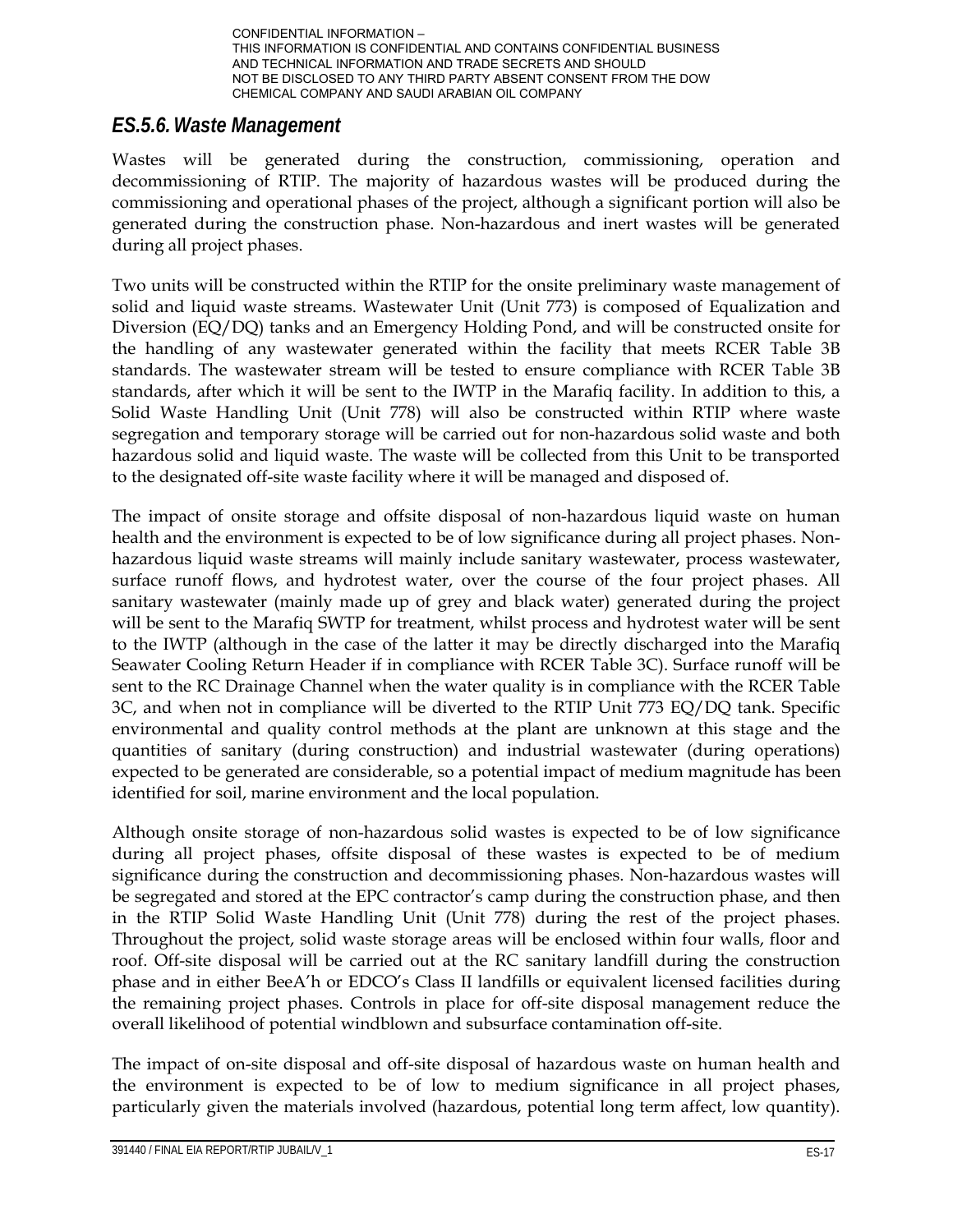### *ES.5.6. Waste Management*

Wastes will be generated during the construction, commissioning, operation and decommissioning of RTIP. The majority of hazardous wastes will be produced during the commissioning and operational phases of the project, although a significant portion will also be generated during the construction phase. Non-hazardous and inert wastes will be generated during all project phases.

Two units will be constructed within the RTIP for the onsite preliminary waste management of solid and liquid waste streams. Wastewater Unit (Unit 773) is composed of Equalization and Diversion (EQ/DQ) tanks and an Emergency Holding Pond, and will be constructed onsite for the handling of any wastewater generated within the facility that meets RCER Table 3B standards. The wastewater stream will be tested to ensure compliance with RCER Table 3B standards, after which it will be sent to the IWTP in the Marafiq facility. In addition to this, a Solid Waste Handling Unit (Unit 778) will also be constructed within RTIP where waste segregation and temporary storage will be carried out for non-hazardous solid waste and both hazardous solid and liquid waste. The waste will be collected from this Unit to be transported to the designated off-site waste facility where it will be managed and disposed of.

The impact of onsite storage and offsite disposal of non-hazardous liquid waste on human health and the environment is expected to be of low significance during all project phases. Non-hazardous liquid waste streams will mainly include sanitary wastewater, process wastewater, surface runoff flows, and hydrotest water, over the course of the four project phases. All sanitary wastewater (mainly made up of grey and black water) generated during the project will be sent to the Marafiq SWTP for treatment, whilst process and hydrotest water will be sent to the IWTP (although in the case of the latter it may be directly discharged into the Marafiq Seawater Cooling Return Header if in compliance with RCER Table 3C). Surface runoff will be sent to the RC Drainage Channel when the water quality is in compliance with the RCER Table 3C, and when not in compliance will be diverted to the RTIP Unit 773 EQ/DQ tank. Specific environmental and quality control methods at the plant are unknown at this stage and the quantities of sanitary (during construction) and industrial wastewater (during operations) expected to be generated are considerable, so a potential impact of medium magnitude has been identified for soil, marine environment and the local population.

Although onsite storage of non-hazardous solid wastes is expected to be of low significance during all project phases, offsite disposal of these wastes is expected to be of medium significance during the construction and decommissioning phases. Non-hazardous wastes will be segregated and stored at the EPC contractor's camp during the construction phase, and then in the RTIP Solid Waste Handling Unit (Unit 778) during the rest of the project phases. Throughout the project, solid waste storage areas will be enclosed within four walls, floor and roof. Off-site disposal will be carried out at the RC sanitary landfill during the construction phase and in either BeeA'h or EDCO's Class II landfills or equivalent licensed facilities during the remaining project phases. Controls in place for off-site disposal management reduce the overall likelihood of potential windblown and subsurface contamination off-site.

The impact of on-site disposal and off-site disposal of hazardous waste on human health and the environment is expected to be of low to medium significance in all project phases, particularly given the materials involved (hazardous, potential long term affect, low quantity).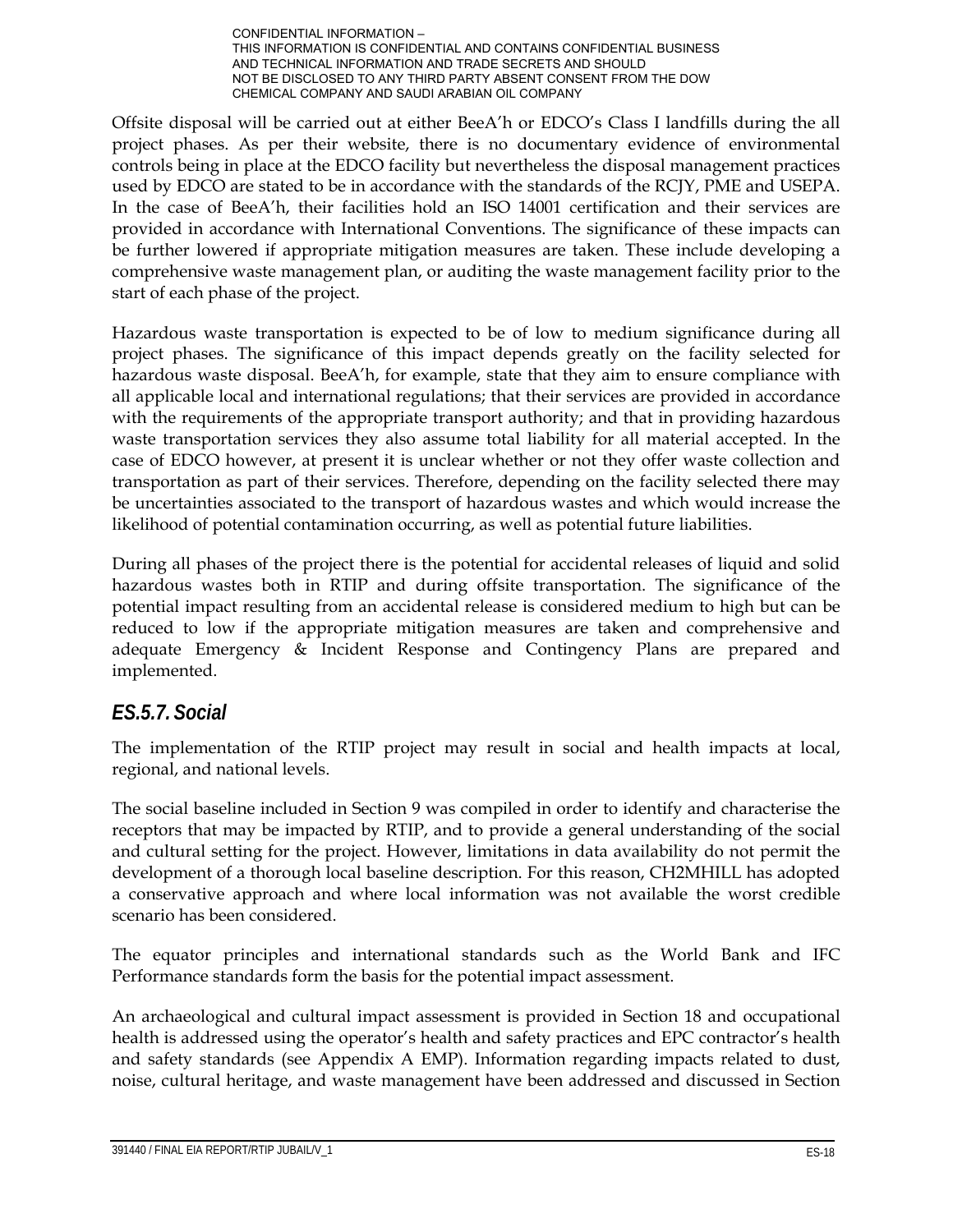Offsite disposal will be carried out at either BeeA'h or EDCO's Class I landfills during the all project phases. As per their website, there is no documentary evidence of environmental controls being in place at the EDCO facility but nevertheless the disposal management practices used by EDCO are stated to be in accordance with the standards of the RCJY, PME and USEPA. In the case of BeeA'h, their facilities hold an ISO 14001 certification and their services are provided in accordance with International Conventions. The significance of these impacts can be further lowered if appropriate mitigation measures are taken. These include developing a comprehensive waste management plan, or auditing the waste management facility prior to the start of each phase of the project.

Hazardous waste transportation is expected to be of low to medium significance during all project phases. The significance of this impact depends greatly on the facility selected for hazardous waste disposal. BeeA'h, for example, state that they aim to ensure compliance with all applicable local and international regulations; that their services are provided in accordance with the requirements of the appropriate transport authority; and that in providing hazardous waste transportation services they also assume total liability for all material accepted. In the case of EDCO however, at present it is unclear whether or not they offer waste collection and transportation as part of their services. Therefore, depending on the facility selected there may be uncertainties associated to the transport of hazardous wastes and which would increase the likelihood of potential contamination occurring, as well as potential future liabilities.

During all phases of the project there is the potential for accidental releases of liquid and solid hazardous wastes both in RTIP and during offsite transportation. The significance of the potential impact resulting from an accidental release is considered medium to high but can be reduced to low if the appropriate mitigation measures are taken and comprehensive and adequate Emergency & Incident Response and Contingency Plans are prepared and implemented.

### *ES.5.7. Social*

The implementation of the RTIP project may result in social and health impacts at local, regional, and national levels.

The social baseline included in Section 9 was compiled in order to identify and characterise the receptors that may be impacted by RTIP, and to provide a general understanding of the social and cultural setting for the project. However, limitations in data availability do not permit the development of a thorough local baseline description. For this reason, CH2MHILL has adopted a conservative approach and where local information was not available the worst credible scenario has been considered.

The equator principles and international standards such as the World Bank and IFC Performance standards form the basis for the potential impact assessment.

An archaeological and cultural impact assessment is provided in Section 18 and occupational health is addressed using the operator's health and safety practices and EPC contractor's health and safety standards (see Appendix A EMP). Information regarding impacts related to dust, noise, cultural heritage, and waste management have been addressed and discussed in Section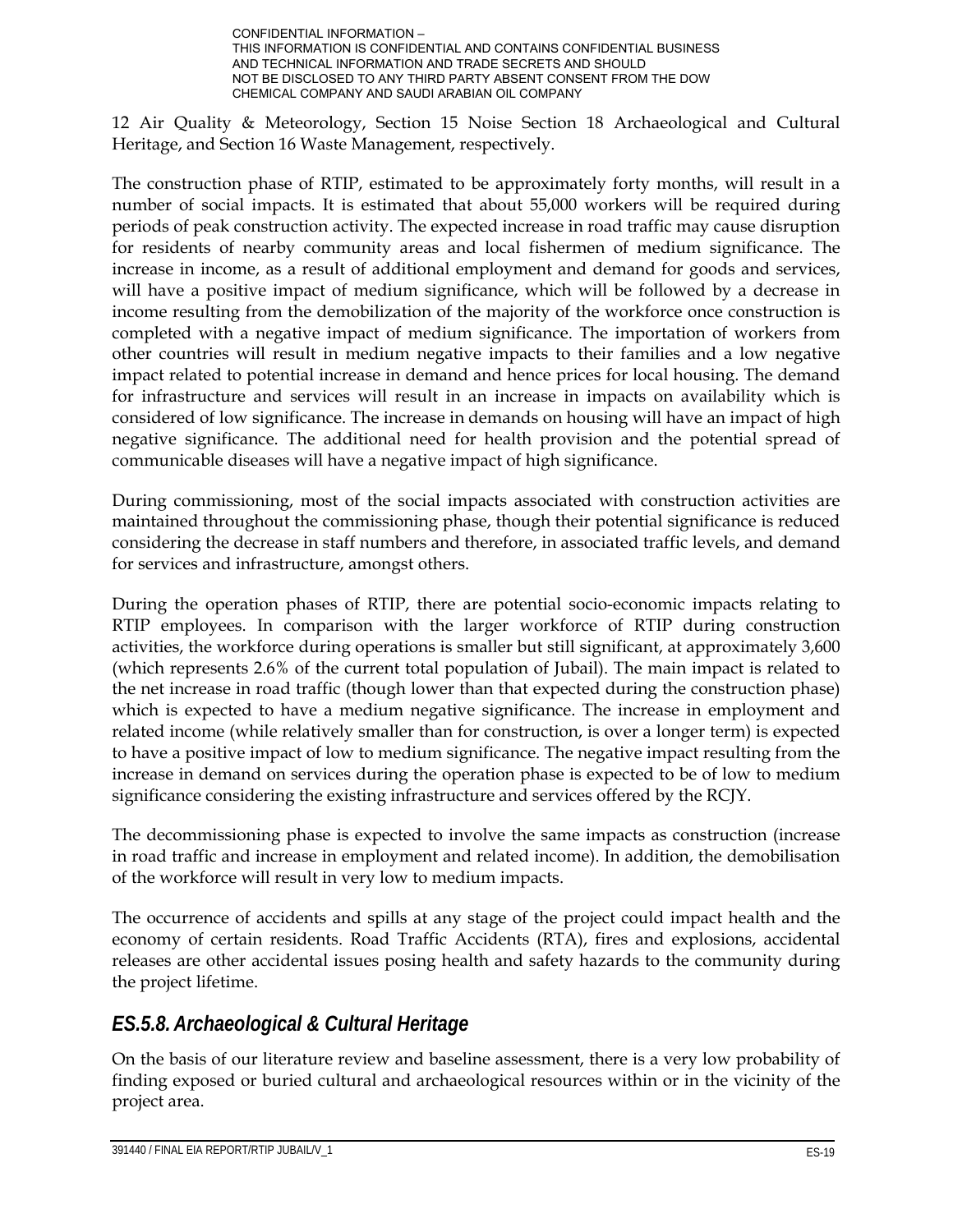12 Air Quality & Meteorology, Section 15 Noise Section 18 Archaeological and Cultural Heritage, and Section 16 Waste Management, respectively.

The construction phase of RTIP, estimated to be approximately forty months, will result in a number of social impacts. It is estimated that about 55,000 workers will be required during periods of peak construction activity. The expected increase in road traffic may cause disruption for residents of nearby community areas and local fishermen of medium significance. The increase in income, as a result of additional employment and demand for goods and services, will have a positive impact of medium significance, which will be followed by a decrease in income resulting from the demobilization of the majority of the workforce once construction is completed with a negative impact of medium significance. The importation of workers from other countries will result in medium negative impacts to their families and a low negative impact related to potential increase in demand and hence prices for local housing. The demand for infrastructure and services will result in an increase in impacts on availability which is considered of low significance. The increase in demands on housing will have an impact of high negative significance. The additional need for health provision and the potential spread of communicable diseases will have a negative impact of high significance.

During commissioning, most of the social impacts associated with construction activities are maintained throughout the commissioning phase, though their potential significance is reduced considering the decrease in staff numbers and therefore, in associated traffic levels, and demand for services and infrastructure, amongst others.

During the operation phases of RTIP, there are potential socio-economic impacts relating to RTIP employees. In comparison with the larger workforce of RTIP during construction activities, the workforce during operations is smaller but still significant, at approximately 3,600 (which represents 2.6% of the current total population of Jubail). The main impact is related to the net increase in road traffic (though lower than that expected during the construction phase) which is expected to have a medium negative significance. The increase in employment and related income (while relatively smaller than for construction, is over a longer term) is expected to have a positive impact of low to medium significance. The negative impact resulting from the increase in demand on services during the operation phase is expected to be of low to medium significance considering the existing infrastructure and services offered by the RCJY.

The decommissioning phase is expected to involve the same impacts as construction (increase in road traffic and increase in employment and related income). In addition, the demobilisation of the workforce will result in very low to medium impacts.

The occurrence of accidents and spills at any stage of the project could impact health and the economy of certain residents. Road Traffic Accidents (RTA), fires and explosions, accidental releases are other accidental issues posing health and safety hazards to the community during the project lifetime.

### *ES.5.8. Archaeological & Cultural Heritage*

On the basis of our literature review and baseline assessment, there is a very low probability of finding exposed or buried cultural and archaeological resources within or in the vicinity of the project area.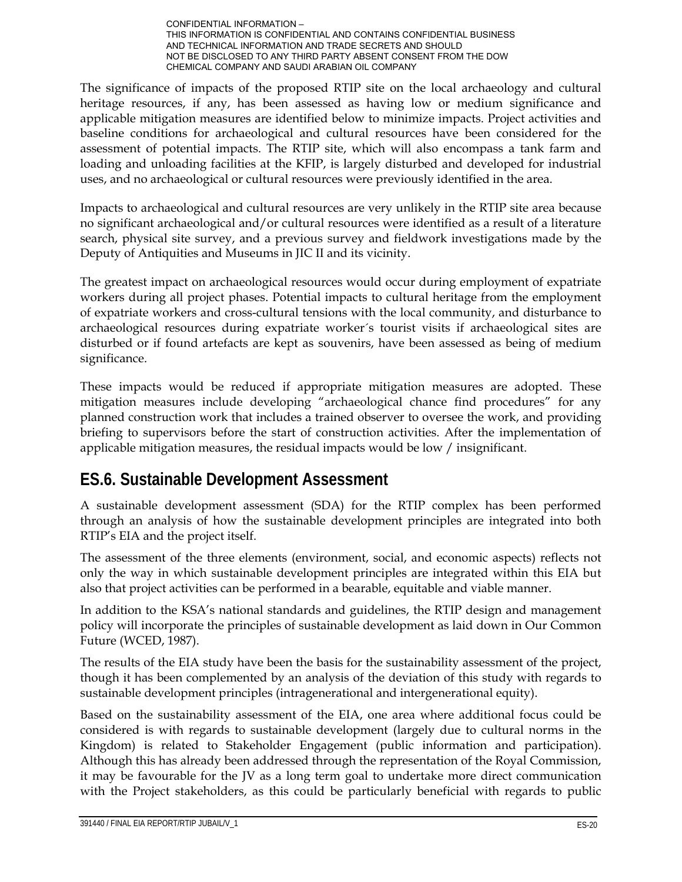The significance of impacts of the proposed RTIP site on the local archaeology and cultural heritage resources, if any, has been assessed as having low or medium significance and applicable mitigation measures are identified below to minimize impacts. Project activities and baseline conditions for archaeological and cultural resources have been considered for the assessment of potential impacts. The RTIP site, which will also encompass a tank farm and loading and unloading facilities at the KFIP, is largely disturbed and developed for industrial uses, and no archaeological or cultural resources were previously identified in the area.

Impacts to archaeological and cultural resources are very unlikely in the RTIP site area because no significant archaeological and/or cultural resources were identified as a result of a literature search, physical site survey, and a previous survey and fieldwork investigations made by the Deputy of Antiquities and Museums in JIC II and its vicinity.

The greatest impact on archaeological resources would occur during employment of expatriate workers during all project phases. Potential impacts to cultural heritage from the employment of expatriate workers and cross-cultural tensions with the local community, and disturbance to archaeological resources during expatriate worker´s tourist visits if archaeological sites are disturbed or if found artefacts are kept as souvenirs, have been assessed as being of medium significance.

These impacts would be reduced if appropriate mitigation measures are adopted. These mitigation measures include developing “archaeological chance find procedures” for any planned construction work that includes a trained observer to oversee the work, and providing briefing to supervisors before the start of construction activities. After the implementation of applicable mitigation measures, the residual impacts would be low / insignificant.

## ES.6. Sustainable Development Assessment

A sustainable development assessment (SDA) for the RTIP complex has been performed through an analysis of how the sustainable development principles are integrated into both RTIP’s EIA and the project itself.

The assessment of the three elements (environment, social, and economic aspects) reflects not only the way in which sustainable development principles are integrated within this EIA but also that project activities can be performed in a bearable, equitable and viable manner.

In addition to the KSA’s national standards and guidelines, the RTIP design and management policy will incorporate the principles of sustainable development as laid down in Our Common Future (WCED, 1987).

The results of the EIA study have been the basis for the sustainability assessment of the project, though it has been complemented by an analysis of the deviation of this study with regards to sustainable development principles (intragenerational and intergenerational equity).

Based on the sustainability assessment of the EIA, one area where additional focus could be considered is with regards to sustainable development (largely due to cultural norms in the Kingdom) is related to Stakeholder Engagement (public information and participation). Although this has already been addressed through the representation of the Royal Commission, it may be favourable for the JV as a long term goal to undertake more direct communication with the Project stakeholders, as this could be particularly beneficial with regards to public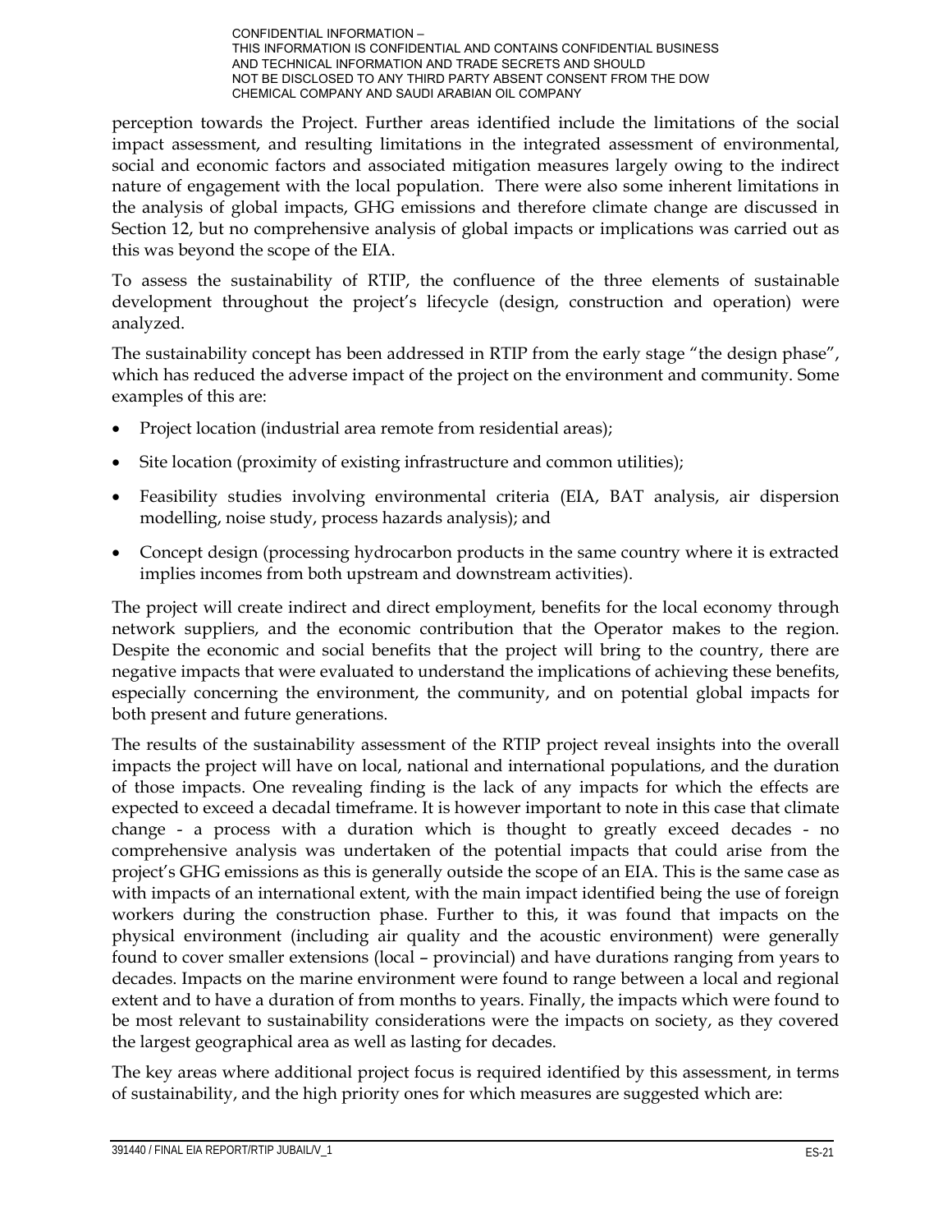perception towards the Project. Further areas identified include the limitations of the social impact assessment, and resulting limitations in the integrated assessment of environmental, social and economic factors and associated mitigation measures largely owing to the indirect nature of engagement with the local population. There were also some inherent limitations in the analysis of global impacts, GHG emissions and therefore climate change are discussed in Section 12, but no comprehensive analysis of global impacts or implications was carried out as this was beyond the scope of the EIA.

To assess the sustainability of RTIP, the confluence of the three elements of sustainable development throughout the project's lifecycle (design, construction and operation) were analyzed.

The sustainability concept has been addressed in RTIP from the early stage "the design phase", which has reduced the adverse impact of the project on the environment and community. Some examples of this are:

- Project location (industrial area remote from residential areas);
- Site location (proximity of existing infrastructure and common utilities);
- Feasibility studies involving environmental criteria (EIA, BAT analysis, air dispersion modelling, noise study, process hazards analysis); and
- Concept design (processing hydrocarbon products in the same country where it is extracted implies incomes from both upstream and downstream activities).

The project will create indirect and direct employment, benefits for the local economy through network suppliers, and the economic contribution that the Operator makes to the region. Despite the economic and social benefits that the project will bring to the country, there are negative impacts that were evaluated to understand the implications of achieving these benefits, especially concerning the environment, the community, and on potential global impacts for both present and future generations.

The results of the sustainability assessment of the RTIP project reveal insights into the overall impacts the project will have on local, national and international populations, and the duration of those impacts. One revealing finding is the lack of any impacts for which the effects are expected to exceed a decadal timeframe. It is however important to note in this case that climate change - a process with a duration which is thought to greatly exceed decades - no comprehensive analysis was undertaken of the potential impacts that could arise from the project's GHG emissions as this is generally outside the scope of an EIA. This is the same case as with impacts of an international extent, with the main impact identified being the use of foreign workers during the construction phase. Further to this, it was found that impacts on the physical environment (including air quality and the acoustic environment) were generally found to cover smaller extensions (local – provincial) and have durations ranging from years to decades. Impacts on the marine environment were found to range between a local and regional extent and to have a duration of from months to years. Finally, the impacts which were found to be most relevant to sustainability considerations were the impacts on society, as they covered the largest geographical area as well as lasting for decades.

The key areas where additional project focus is required identified by this assessment, in terms of sustainability, and the high priority ones for which measures are suggested which are: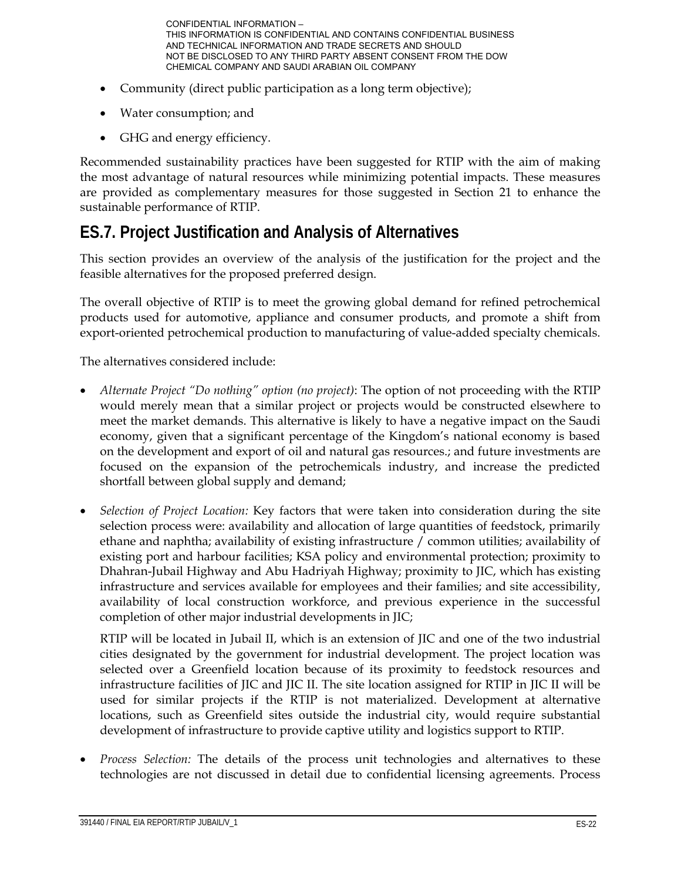- Community (direct public participation as a long term objective);
- Water consumption; and
- GHG and energy efficiency.

Recommended sustainability practices have been suggested for RTIP with the aim of making the most advantage of natural resources while minimizing potential impacts. These measures are provided as complementary measures for those suggested in Section 21 to enhance the sustainable performance of RTIP.

## ES.7. Project Justification and Analysis of Alternatives

This section provides an overview of the analysis of the justification for the project and the feasible alternatives for the proposed preferred design.

The overall objective of RTIP is to meet the growing global demand for refined petrochemical products used for automotive, appliance and consumer products, and promote a shift from export-oriented petrochemical production to manufacturing of value-added specialty chemicals.

The alternatives considered include:

- *Alternate Project "Do nothing" option (no project)*: The option of not proceeding with the RTIP would merely mean that a similar project or projects would be constructed elsewhere to meet the market demands. This alternative is likely to have a negative impact on the Saudi economy, given that a significant percentage of the Kingdom's national economy is based on the development and export of oil and natural gas resources.; and future investments are focused on the expansion of the petrochemicals industry, and increase the predicted shortfall between global supply and demand;

- *Selection of Project Location:* Key factors that were taken into consideration during the site selection process were: availability and allocation of large quantities of feedstock, primarily ethane and naphtha; availability of existing infrastructure / common utilities; availability of existing port and harbour facilities; KSA policy and environmental protection; proximity to Dhahran-Jubail Highway and Abu Hadriyah Highway; proximity to JIC, which has existing infrastructure and services available for employees and their families; and site accessibility, availability of local construction workforce, and previous experience in the successful completion of other major industrial developments in JIC;

  RTIP will be located in Jubail II, which is an extension of JIC and one of the two industrial cities designated by the government for industrial development. The project location was selected over a Greenfield location because of its proximity to feedstock resources and infrastructure facilities of JIC and JIC II. The site location assigned for RTIP in JIC II will be used for similar projects if the RTIP is not materialized. Development at alternative locations, such as Greenfield sites outside the industrial city, would require substantial development of infrastructure to provide captive utility and logistics support to RTIP.

- *Process Selection:* The details of the process unit technologies and alternatives to these technologies are not discussed in detail due to confidential licensing agreements. Process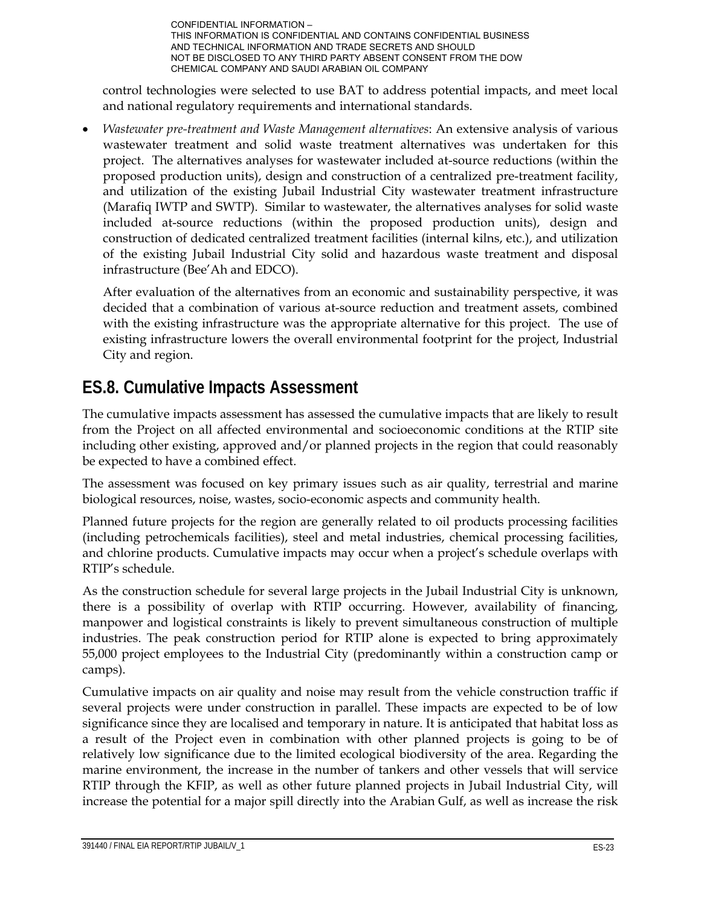control technologies were selected to use BAT to address potential impacts, and meet local and national regulatory requirements and international standards.

- *Wastewater pre-treatment and Waste Management alternatives*: An extensive analysis of various wastewater treatment and solid waste treatment alternatives was undertaken for this project. The alternatives analyses for wastewater included at-source reductions (within the proposed production units), design and construction of a centralized pre-treatment facility, and utilization of the existing Jubail Industrial City wastewater treatment infrastructure (Marafiq IWTP and SWTP). Similar to wastewater, the alternatives analyses for solid waste included at-source reductions (within the proposed production units), design and construction of dedicated centralized treatment facilities (internal kilns, etc.), and utilization of the existing Jubail Industrial City solid and hazardous waste treatment and disposal infrastructure (Bee'Ah and EDCO).

  After evaluation of the alternatives from an economic and sustainability perspective, it was decided that a combination of various at-source reduction and treatment assets, combined with the existing infrastructure was the appropriate alternative for this project. The use of existing infrastructure lowers the overall environmental footprint for the project, Industrial City and region.

## ES.8. Cumulative Impacts Assessment

The cumulative impacts assessment has assessed the cumulative impacts that are likely to result from the Project on all affected environmental and socioeconomic conditions at the RTIP site including other existing, approved and/or planned projects in the region that could reasonably be expected to have a combined effect.

The assessment was focused on key primary issues such as air quality, terrestrial and marine biological resources, noise, wastes, socio-economic aspects and community health.

Planned future projects for the region are generally related to oil products processing facilities (including petrochemicals facilities), steel and metal industries, chemical processing facilities, and chlorine products. Cumulative impacts may occur when a project's schedule overlaps with RTIP's schedule.

As the construction schedule for several large projects in the Jubail Industrial City is unknown, there is a possibility of overlap with RTIP occurring. However, availability of financing, manpower and logistical constraints is likely to prevent simultaneous construction of multiple industries. The peak construction period for RTIP alone is expected to bring approximately 55,000 project employees to the Industrial City (predominantly within a construction camp or camps).

Cumulative impacts on air quality and noise may result from the vehicle construction traffic if several projects were under construction in parallel. These impacts are expected to be of low significance since they are localised and temporary in nature. It is anticipated that habitat loss as a result of the Project even in combination with other planned projects is going to be of relatively low significance due to the limited ecological biodiversity of the area. Regarding the marine environment, the increase in the number of tankers and other vessels that will service RTIP through the KFIP, as well as other future planned projects in Jubail Industrial City, will increase the potential for a major spill directly into the Arabian Gulf, as well as increase the risk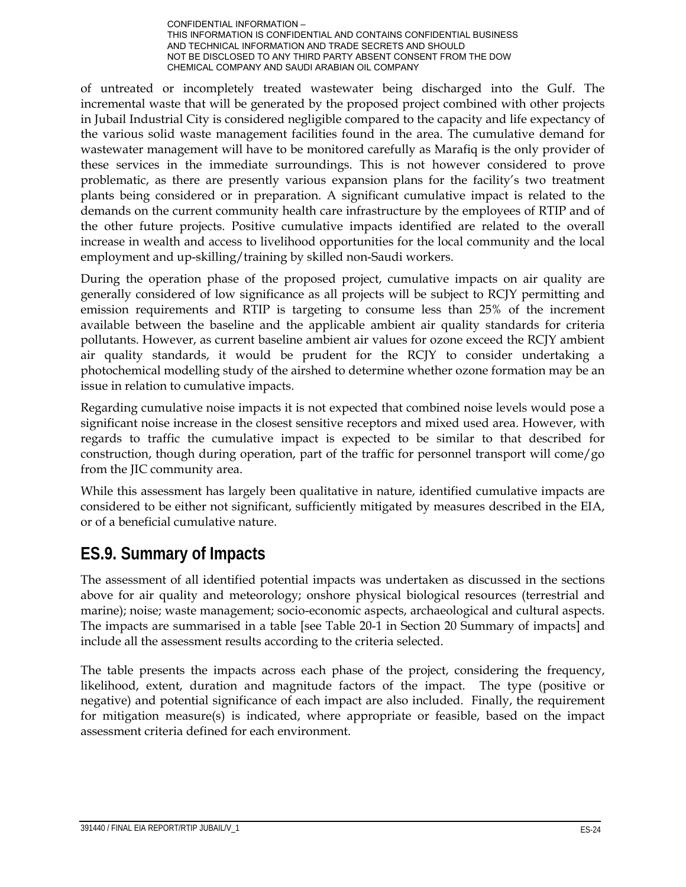of untreated or incompletely treated wastewater being discharged into the Gulf. The incremental waste that will be generated by the proposed project combined with other projects in Jubail Industrial City is considered negligible compared to the capacity and life expectancy of the various solid waste management facilities found in the area. The cumulative demand for wastewater management will have to be monitored carefully as Marafiq is the only provider of these services in the immediate surroundings. This is not however considered to prove problematic, as there are presently various expansion plans for the facility's two treatment plants being considered or in preparation. A significant cumulative impact is related to the demands on the current community health care infrastructure by the employees of RTIP and of the other future projects. Positive cumulative impacts identified are related to the overall increase in wealth and access to livelihood opportunities for the local community and the local employment and up-skilling/training by skilled non-Saudi workers.

During the operation phase of the proposed project, cumulative impacts on air quality are generally considered of low significance as all projects will be subject to RCJY permitting and emission requirements and RTIP is targeting to consume less than 25% of the increment available between the baseline and the applicable ambient air quality standards for criteria pollutants. However, as current baseline ambient air values for ozone exceed the RCJY ambient air quality standards, it would be prudent for the RCJY to consider undertaking a photochemical modelling study of the airshed to determine whether ozone formation may be an issue in relation to cumulative impacts.

Regarding cumulative noise impacts it is not expected that combined noise levels would pose a significant noise increase in the closest sensitive receptors and mixed used area. However, with regards to traffic the cumulative impact is expected to be similar to that described for construction, though during operation, part of the traffic for personnel transport will come/go from the JIC community area.

While this assessment has largely been qualitative in nature, identified cumulative impacts are considered to be either not significant, sufficiently mitigated by measures described in the EIA, or of a beneficial cumulative nature.

## ES.9. Summary of Impacts

The assessment of all identified potential impacts was undertaken as discussed in the sections above for air quality and meteorology; onshore physical biological resources (terrestrial and marine); noise; waste management; socio-economic aspects, archaeological and cultural aspects. The impacts are summarised in a table [see Table 20-1 in Section 20 Summary of impacts] and include all the assessment results according to the criteria selected.

The table presents the impacts across each phase of the project, considering the frequency, likelihood, extent, duration and magnitude factors of the impact. The type (positive or negative) and potential significance of each impact are also included. Finally, the requirement for mitigation measure(s) is indicated, where appropriate or feasible, based on the impact assessment criteria defined for each environment.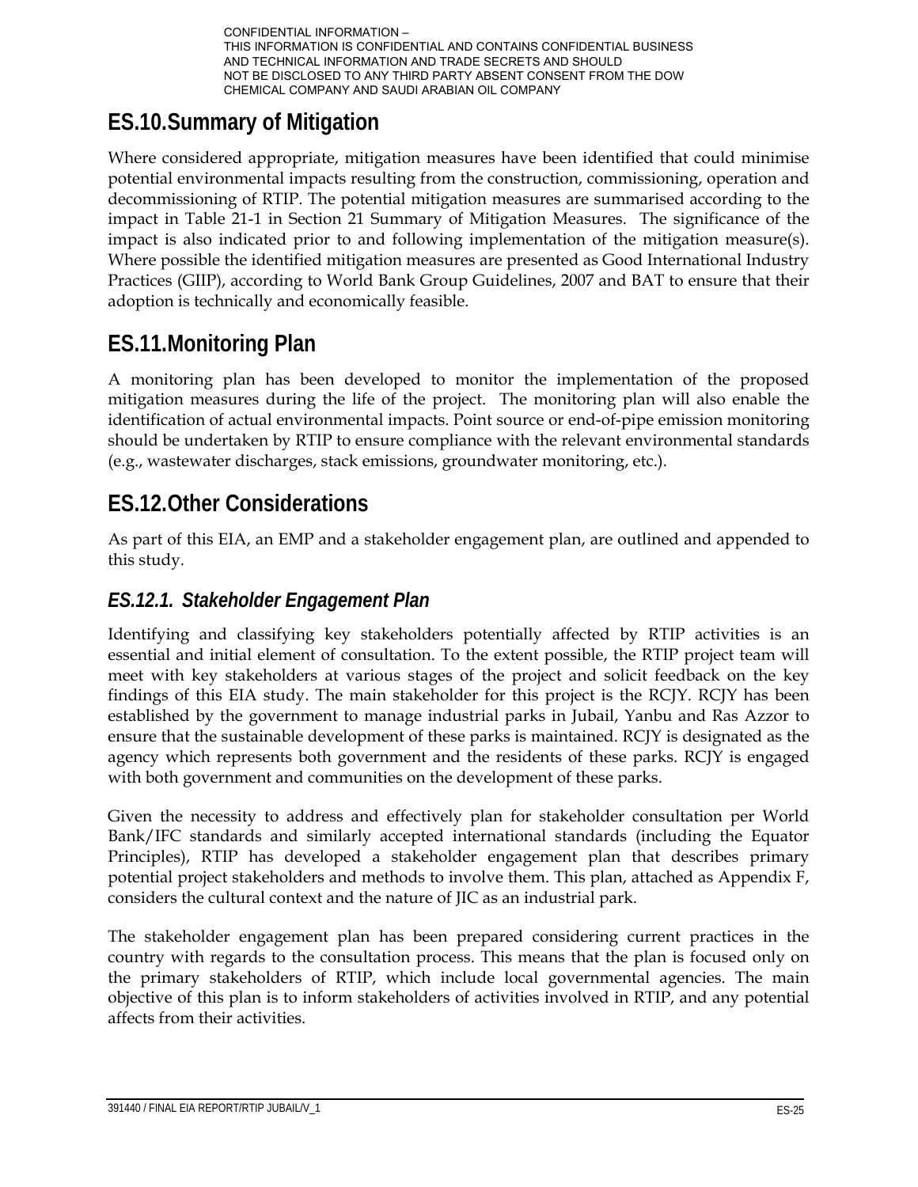CONFIDENTIAL INFORMATION –
THIS INFORMATION IS CONFIDENTIAL AND CONTAINS CONFIDENTIAL BUSINESS AND TECHNICAL INFORMATION AND TRADE SECRETS AND SHOULD NOT BE DISCLOSED TO ANY THIRD PARTY ABSENT CONSENT FROM THE DOW CHEMICAL COMPANY AND SAUDI ARABIAN OIL COMPANY

## ES.10.Summary of Mitigation

Where considered appropriate, mitigation measures have been identified that could minimise potential environmental impacts resulting from the construction, commissioning, operation and decommissioning of RTIP. The potential mitigation measures are summarised according to the impact in Table 21-1 in Section 21 Summary of Mitigation Measures. The significance of the impact is also indicated prior to and following implementation of the mitigation measure(s). Where possible the identified mitigation measures are presented as Good International Industry Practices (GIIP), according to World Bank Group Guidelines, 2007 and BAT to ensure that their adoption is technically and economically feasible.

## ES.11.Monitoring Plan

A monitoring plan has been developed to monitor the implementation of the proposed mitigation measures during the life of the project. The monitoring plan will also enable the identification of actual environmental impacts. Point source or end-of-pipe emission monitoring should be undertaken by RTIP to ensure compliance with the relevant environmental standards (e.g., wastewater discharges, stack emissions, groundwater monitoring, etc.).

## ES.12.Other Considerations

As part of this EIA, an EMP and a stakeholder engagement plan, are outlined and appended to this study.

### *ES.12.1. Stakeholder Engagement Plan*

Identifying and classifying key stakeholders potentially affected by RTIP activities is an essential and initial element of consultation. To the extent possible, the RTIP project team will meet with key stakeholders at various stages of the project and solicit feedback on the key findings of this EIA study. The main stakeholder for this project is the RCJY. RCJY has been established by the government to manage industrial parks in Jubail, Yanbu and Ras Azzor to ensure that the sustainable development of these parks is maintained. RCJY is designated as the agency which represents both government and the residents of these parks. RCJY is engaged with both government and communities on the development of these parks.

Given the necessity to address and effectively plan for stakeholder consultation per World Bank/IFC standards and similarly accepted international standards (including the Equator Principles), RTIP has developed a stakeholder engagement plan that describes primary potential project stakeholders and methods to involve them. This plan, attached as Appendix F, considers the cultural context and the nature of JIC as an industrial park.

The stakeholder engagement plan has been prepared considering current practices in the country with regards to the consultation process. This means that the plan is focused only on the primary stakeholders of RTIP, which include local governmental agencies. The main objective of this plan is to inform stakeholders of activities involved in RTIP, and any potential affects from their activities.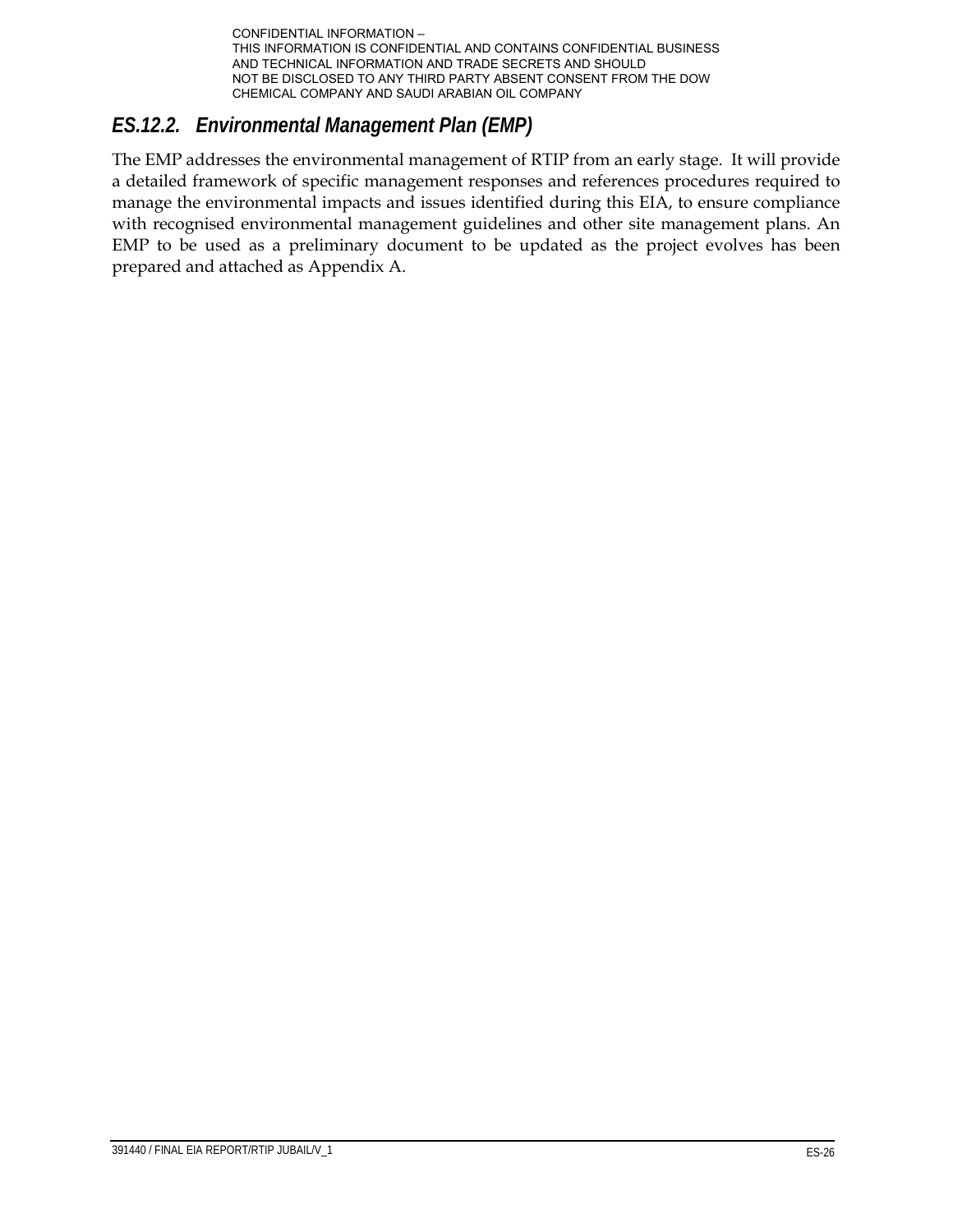CONFIDENTIAL INFORMATION –
THIS INFORMATION IS CONFIDENTIAL AND CONTAINS CONFIDENTIAL BUSINESS AND TECHNICAL INFORMATION AND TRADE SECRETS AND SHOULD NOT BE DISCLOSED TO ANY THIRD PARTY ABSENT CONSENT FROM THE DOW CHEMICAL COMPANY AND SAUDI ARABIAN OIL COMPANY

### *ES.12.2. Environmental Management Plan (EMP)*

The EMP addresses the environmental management of RTIP from an early stage. It will provide a detailed framework of specific management responses and references procedures required to manage the environmental impacts and issues identified during this EIA, to ensure compliance with recognised environmental management guidelines and other site management plans. An EMP to be used as a preliminary document to be updated as the project evolves has been prepared and attached as Appendix A.